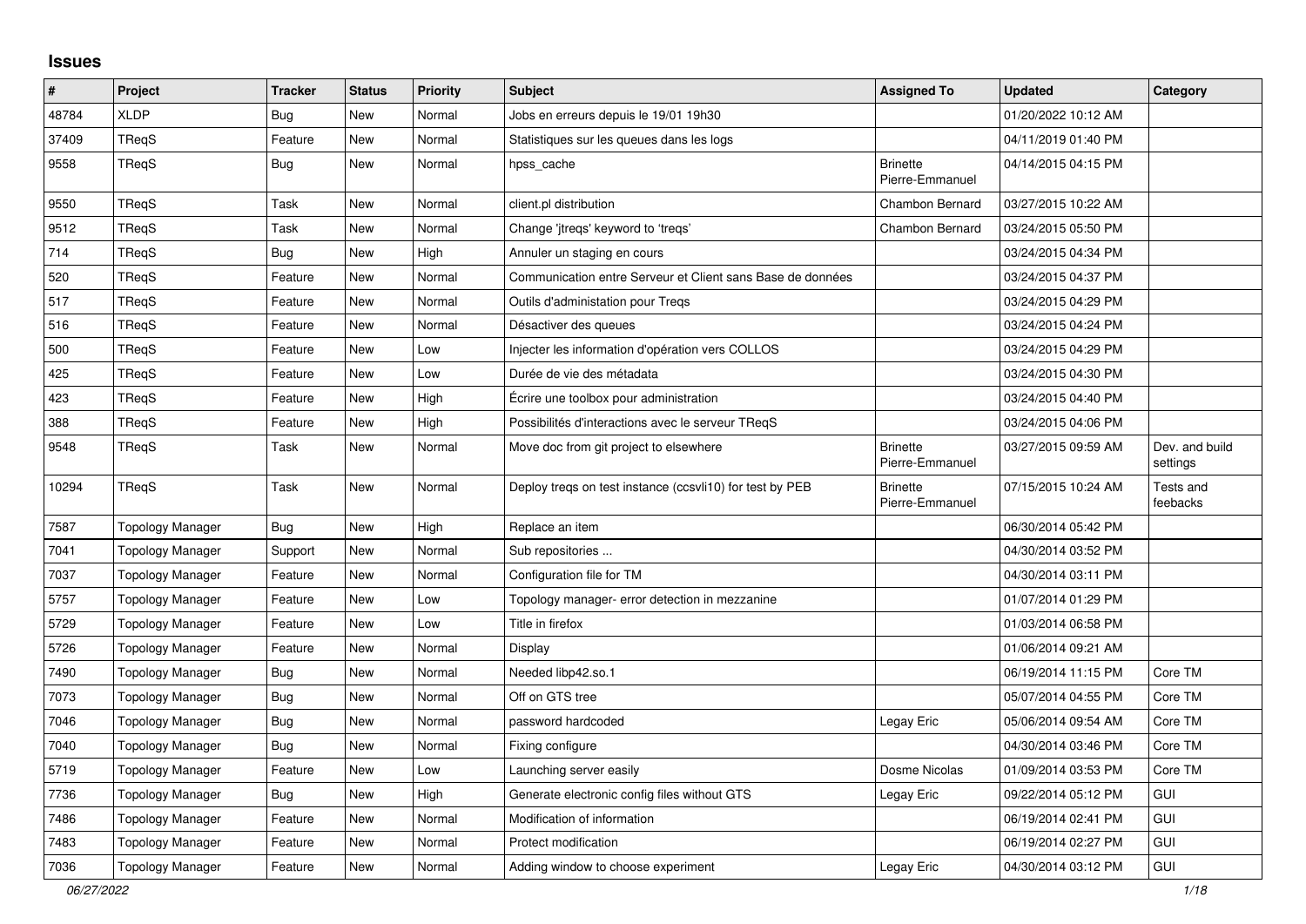# Issues

| # | Project | Tracker | Status | Priority | Subject | Assigned To | Updated | Category |
|---|---|---|---|---|---|---|---|---|
| 48784 | XLDP | Bug | New | Normal | Jobs en erreurs depuis le 19/01 19h30 | | 01/20/2022 10:12 AM | |
| 37409 | TReqS | Feature | New | Normal | Statistiques sur les queues dans les logs | | 04/11/2019 01:40 PM | |
| 9558 | TReqS | Bug | New | Normal | hpss_cache | Brinette Pierre-Emmanuel | 04/14/2015 04:15 PM | |
| 9550 | TReqS | Task | New | Normal | client.pl distribution | Chambon Bernard | 03/27/2015 10:22 AM | |
| 9512 | TReqS | Task | New | Normal | Change 'jtreqs' keyword to 'treqs' | Chambon Bernard | 03/24/2015 05:50 PM | |
| 714 | TReqS | Bug | New | High | Annuler un staging en cours | | 03/24/2015 04:34 PM | |
| 520 | TReqS | Feature | New | Normal | Communication entre Serveur et Client sans Base de données | | 03/24/2015 04:37 PM | |
| 517 | TReqS | Feature | New | Normal | Outils d'administation pour Treqs | | 03/24/2015 04:29 PM | |
| 516 | TReqS | Feature | New | Normal | Désactiver des queues | | 03/24/2015 04:24 PM | |
| 500 | TReqS | Feature | New | Low | Injecter les information d'opération vers COLLOS | | 03/24/2015 04:29 PM | |
| 425 | TReqS | Feature | New | Low | Durée de vie des métadata | | 03/24/2015 04:30 PM | |
| 423 | TReqS | Feature | New | High | Écrire une toolbox pour administration | | 03/24/2015 04:40 PM | |
| 388 | TReqS | Feature | New | High | Possibilités d'interactions avec le serveur TReqS | | 03/24/2015 04:06 PM | |
| 9548 | TReqS | Task | New | Normal | Move doc from git project to elsewhere | Brinette Pierre-Emmanuel | 03/27/2015 09:59 AM | Dev. and build settings |
| 10294 | TReqS | Task | New | Normal | Deploy treqs on test instance (ccsvli10) for test by PEB | Brinette Pierre-Emmanuel | 07/15/2015 10:24 AM | Tests and feebacks |
| 7587 | Topology Manager | Bug | New | High | Replace an item | | 06/30/2014 05:42 PM | |
| 7041 | Topology Manager | Support | New | Normal | Sub repositories ... | | 04/30/2014 03:52 PM | |
| 7037 | Topology Manager | Feature | New | Normal | Configuration file for TM | | 04/30/2014 03:11 PM | |
| 5757 | Topology Manager | Feature | New | Low | Topology manager- error detection in mezzanine | | 01/07/2014 01:29 PM | |
| 5729 | Topology Manager | Feature | New | Low | Title in firefox | | 01/03/2014 06:58 PM | |
| 5726 | Topology Manager | Feature | New | Normal | Display | | 01/06/2014 09:21 AM | |
| 7490 | Topology Manager | Bug | New | Normal | Needed libp42.so.1 | | 06/19/2014 11:15 PM | Core TM |
| 7073 | Topology Manager | Bug | New | Normal | Off on GTS tree | | 05/07/2014 04:55 PM | Core TM |
| 7046 | Topology Manager | Bug | New | Normal | password hardcoded | Legay Eric | 05/06/2014 09:54 AM | Core TM |
| 7040 | Topology Manager | Bug | New | Normal | Fixing configure | | 04/30/2014 03:46 PM | Core TM |
| 5719 | Topology Manager | Feature | New | Low | Launching server easily | Dosme Nicolas | 01/09/2014 03:53 PM | Core TM |
| 7736 | Topology Manager | Bug | New | High | Generate electronic config files without GTS | Legay Eric | 09/22/2014 05:12 PM | GUI |
| 7486 | Topology Manager | Feature | New | Normal | Modification of information | | 06/19/2014 02:41 PM | GUI |
| 7483 | Topology Manager | Feature | New | Normal | Protect modification | | 06/19/2014 02:27 PM | GUI |
| 7036 | Topology Manager | Feature | New | Normal | Adding window to choose experiment | Legay Eric | 04/30/2014 03:12 PM | GUI |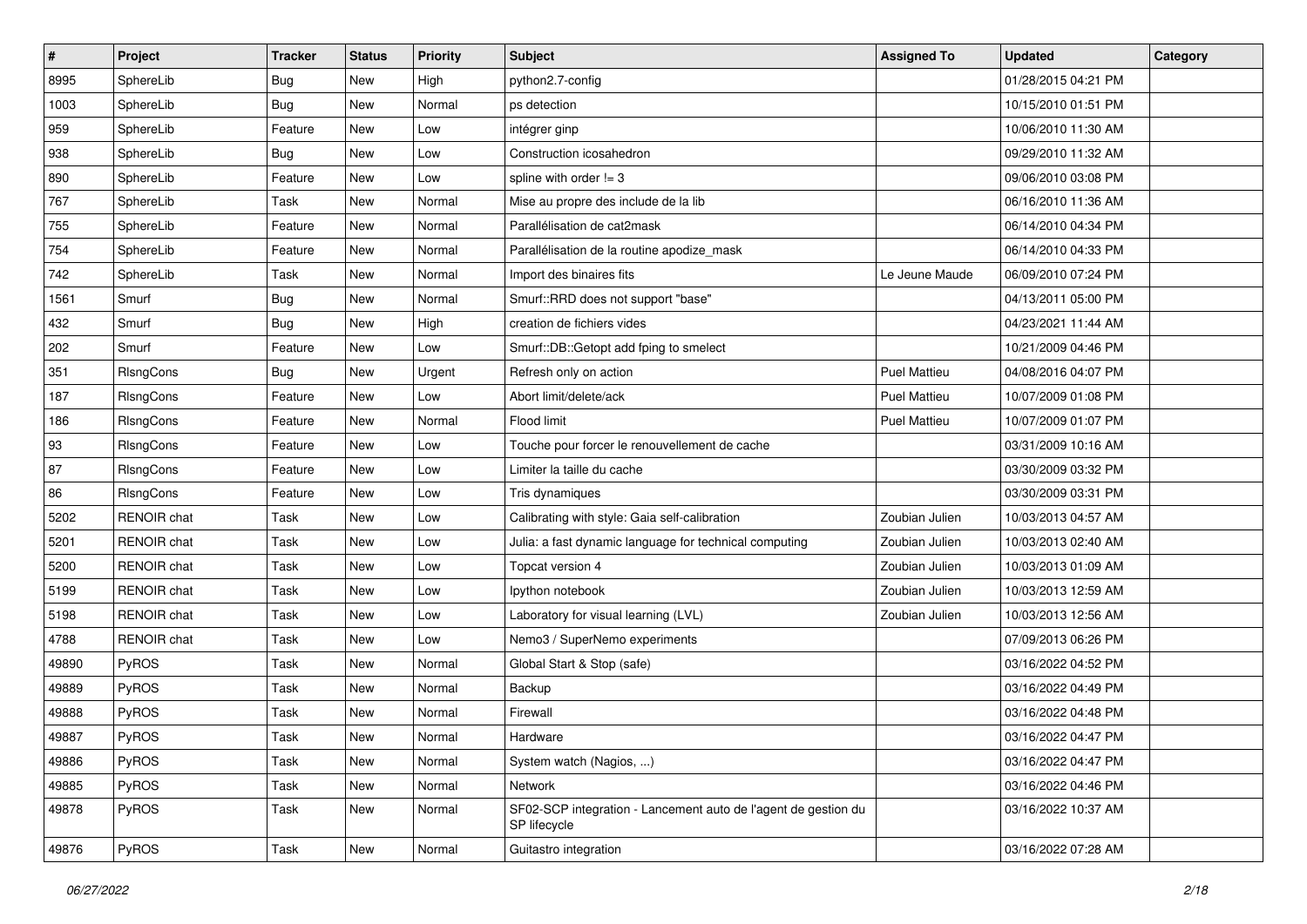| # | Project | Tracker | Status | Priority | Subject | Assigned To | Updated | Category |
|---|---|---|---|---|---|---|---|---|
| 8995 | SphereLib | Bug | New | High | python2.7-config | | 01/28/2015 04:21 PM | |
| 1003 | SphereLib | Bug | New | Normal | ps detection | | 10/15/2010 01:51 PM | |
| 959 | SphereLib | Feature | New | Low | intégrer ginp | | 10/06/2010 11:30 AM | |
| 938 | SphereLib | Bug | New | Low | Construction icosahedron | | 09/29/2010 11:32 AM | |
| 890 | SphereLib | Feature | New | Low | spline with order != 3 | | 09/06/2010 03:08 PM | |
| 767 | SphereLib | Task | New | Normal | Mise au propre des include de la lib | | 06/16/2010 11:36 AM | |
| 755 | SphereLib | Feature | New | Normal | Parallélisation de cat2mask | | 06/14/2010 04:34 PM | |
| 754 | SphereLib | Feature | New | Normal | Parallélisation de la routine apodize_mask | | 06/14/2010 04:33 PM | |
| 742 | SphereLib | Task | New | Normal | Import des binaires fits | Le Jeune Maude | 06/09/2010 07:24 PM | |
| 1561 | Smurf | Bug | New | Normal | Smurf::RRD does not support "base" | | 04/13/2011 05:00 PM | |
| 432 | Smurf | Bug | New | High | creation de fichiers vides | | 04/23/2021 11:44 AM | |
| 202 | Smurf | Feature | New | Low | Smurf::DB::Getopt add fping to smelect | | 10/21/2009 04:46 PM | |
| 351 | RIsngCons | Bug | New | Urgent | Refresh only on action | Puel Mattieu | 04/08/2016 04:07 PM | |
| 187 | RIsngCons | Feature | New | Low | Abort limit/delete/ack | Puel Mattieu | 10/07/2009 01:08 PM | |
| 186 | RIsngCons | Feature | New | Normal | Flood limit | Puel Mattieu | 10/07/2009 01:07 PM | |
| 93 | RIsngCons | Feature | New | Low | Touche pour forcer le renouvellement de cache | | 03/31/2009 10:16 AM | |
| 87 | RIsngCons | Feature | New | Low | Limiter la taille du cache | | 03/30/2009 03:32 PM | |
| 86 | RIsngCons | Feature | New | Low | Tris dynamiques | | 03/30/2009 03:31 PM | |
| 5202 | RENOIR chat | Task | New | Low | Calibrating with style: Gaia self-calibration | Zoubian Julien | 10/03/2013 04:57 AM | |
| 5201 | RENOIR chat | Task | New | Low | Julia: a fast dynamic language for technical computing | Zoubian Julien | 10/03/2013 02:40 AM | |
| 5200 | RENOIR chat | Task | New | Low | Topcat version 4 | Zoubian Julien | 10/03/2013 01:09 AM | |
| 5199 | RENOIR chat | Task | New | Low | Ipython notebook | Zoubian Julien | 10/03/2013 12:59 AM | |
| 5198 | RENOIR chat | Task | New | Low | Laboratory for visual learning (LVL) | Zoubian Julien | 10/03/2013 12:56 AM | |
| 4788 | RENOIR chat | Task | New | Low | Nemo3 / SuperNemo experiments | | 07/09/2013 06:26 PM | |
| 49890 | PyROS | Task | New | Normal | Global Start & Stop (safe) | | 03/16/2022 04:52 PM | |
| 49889 | PyROS | Task | New | Normal | Backup | | 03/16/2022 04:49 PM | |
| 49888 | PyROS | Task | New | Normal | Firewall | | 03/16/2022 04:48 PM | |
| 49887 | PyROS | Task | New | Normal | Hardware | | 03/16/2022 04:47 PM | |
| 49886 | PyROS | Task | New | Normal | System watch (Nagios, ...) | | 03/16/2022 04:47 PM | |
| 49885 | PyROS | Task | New | Normal | Network | | 03/16/2022 04:46 PM | |
| 49878 | PyROS | Task | New | Normal | SF02-SCP integration - Lancement auto de l'agent de gestion du SP lifecycle | | 03/16/2022 10:37 AM | |
| 49876 | PyROS | Task | New | Normal | Guitastro integration | | 03/16/2022 07:28 AM | |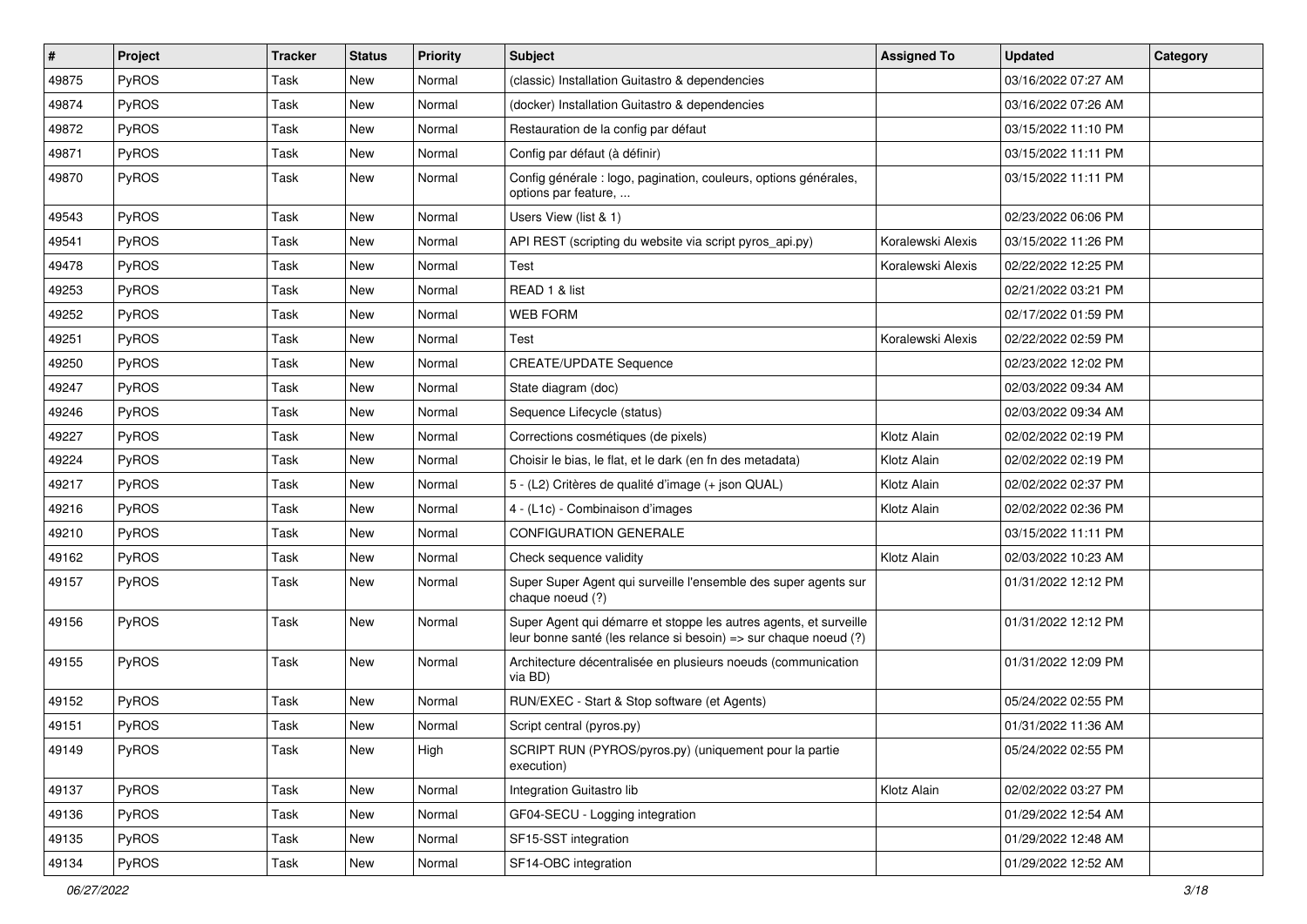| # | Project | Tracker | Status | Priority | Subject | Assigned To | Updated | Category |
|---|---|---|---|---|---|---|---|---|
| 49875 | PyROS | Task | New | Normal | (classic) Installation Guitastro & dependencies | | 03/16/2022 07:27 AM | |
| 49874 | PyROS | Task | New | Normal | (docker) Installation Guitastro & dependencies | | 03/16/2022 07:26 AM | |
| 49872 | PyROS | Task | New | Normal | Restauration de la config par défaut | | 03/15/2022 11:10 PM | |
| 49871 | PyROS | Task | New | Normal | Config par défaut (à définir) | | 03/15/2022 11:11 PM | |
| 49870 | PyROS | Task | New | Normal | Config générale : logo, pagination, couleurs, options générales, options par feature, ... | | 03/15/2022 11:11 PM | |
| 49543 | PyROS | Task | New | Normal | Users View (list & 1) | | 02/23/2022 06:06 PM | |
| 49541 | PyROS | Task | New | Normal | API REST (scripting du website via script pyros_api.py) | Koralewski Alexis | 03/15/2022 11:26 PM | |
| 49478 | PyROS | Task | New | Normal | Test | Koralewski Alexis | 02/22/2022 12:25 PM | |
| 49253 | PyROS | Task | New | Normal | READ 1 & list | | 02/21/2022 03:21 PM | |
| 49252 | PyROS | Task | New | Normal | WEB FORM | | 02/17/2022 01:59 PM | |
| 49251 | PyROS | Task | New | Normal | Test | Koralewski Alexis | 02/22/2022 02:59 PM | |
| 49250 | PyROS | Task | New | Normal | CREATE/UPDATE Sequence | | 02/23/2022 12:02 PM | |
| 49247 | PyROS | Task | New | Normal | State diagram (doc) | | 02/03/2022 09:34 AM | |
| 49246 | PyROS | Task | New | Normal | Sequence Lifecycle (status) | | 02/03/2022 09:34 AM | |
| 49227 | PyROS | Task | New | Normal | Corrections cosmétiques (de pixels) | Klotz Alain | 02/02/2022 02:19 PM | |
| 49224 | PyROS | Task | New | Normal | Choisir le bias, le flat, et le dark (en fn des metadata) | Klotz Alain | 02/02/2022 02:19 PM | |
| 49217 | PyROS | Task | New | Normal | 5 - (L2) Critères de qualité d'image (+ json QUAL) | Klotz Alain | 02/02/2022 02:37 PM | |
| 49216 | PyROS | Task | New | Normal | 4 - (L1c) - Combinaison d'images | Klotz Alain | 02/02/2022 02:36 PM | |
| 49210 | PyROS | Task | New | Normal | CONFIGURATION GENERALE | | 03/15/2022 11:11 PM | |
| 49162 | PyROS | Task | New | Normal | Check sequence validity | Klotz Alain | 02/03/2022 10:23 AM | |
| 49157 | PyROS | Task | New | Normal | Super Super Agent qui surveille l'ensemble des super agents sur chaque noeud (?) | | 01/31/2022 12:12 PM | |
| 49156 | PyROS | Task | New | Normal | Super Agent qui démarre et stoppe les autres agents, et surveille leur bonne santé (les relance si besoin) => sur chaque noeud (?) | | 01/31/2022 12:12 PM | |
| 49155 | PyROS | Task | New | Normal | Architecture décentralisée en plusieurs noeuds (communication via BD) | | 01/31/2022 12:09 PM | |
| 49152 | PyROS | Task | New | Normal | RUN/EXEC - Start & Stop software (et Agents) | | 05/24/2022 02:55 PM | |
| 49151 | PyROS | Task | New | Normal | Script central (pyros.py) | | 01/31/2022 11:36 AM | |
| 49149 | PyROS | Task | New | High | SCRIPT RUN (PYROS/pyros.py) (uniquement pour la partie execution) | | 05/24/2022 02:55 PM | |
| 49137 | PyROS | Task | New | Normal | Integration Guitastro lib | Klotz Alain | 02/02/2022 03:27 PM | |
| 49136 | PyROS | Task | New | Normal | GF04-SECU - Logging integration | | 01/29/2022 12:54 AM | |
| 49135 | PyROS | Task | New | Normal | SF15-SST integration | | 01/29/2022 12:48 AM | |
| 49134 | PyROS | Task | New | Normal | SF14-OBC integration | | 01/29/2022 12:52 AM | |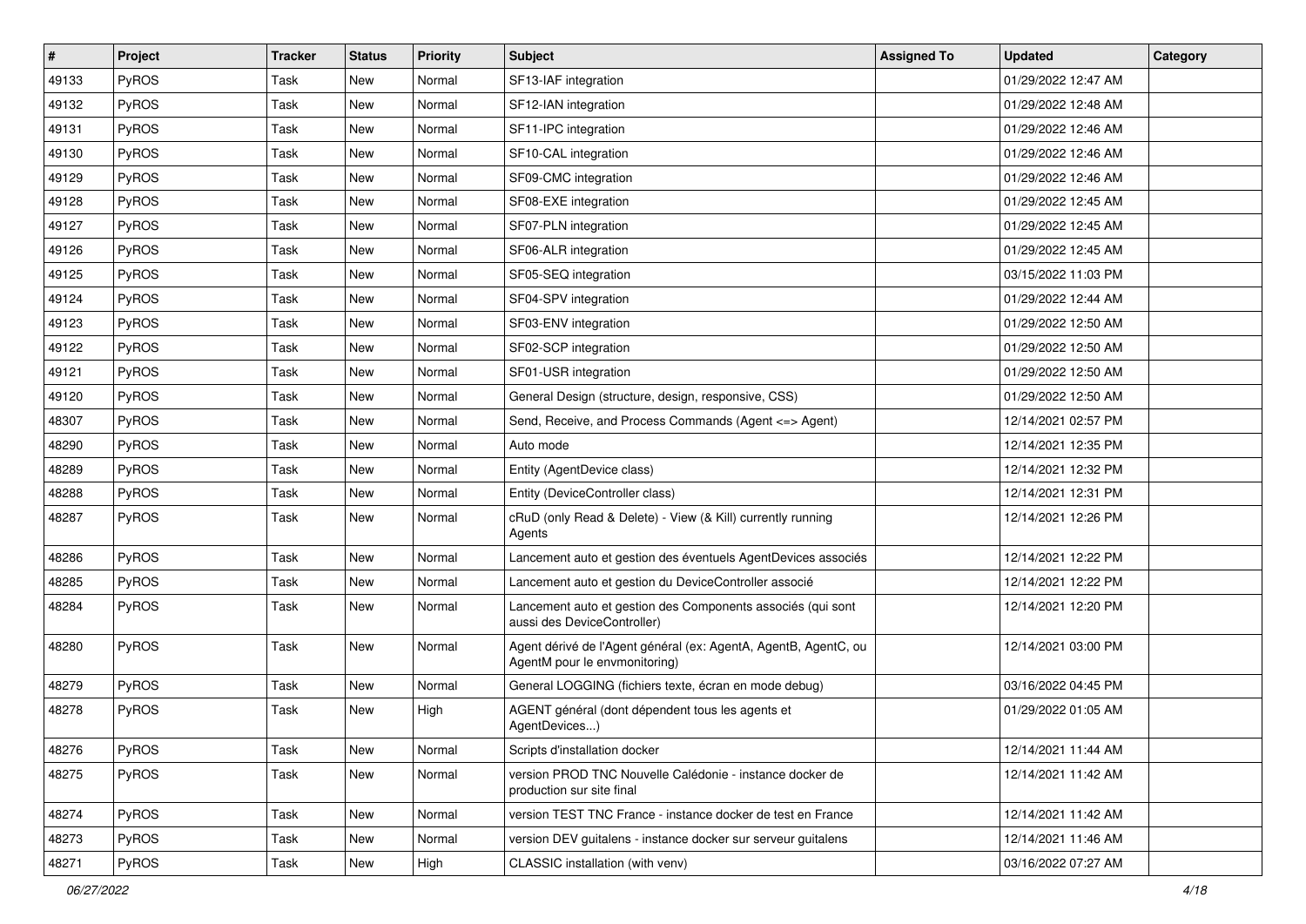| # | Project | Tracker | Status | Priority | Subject | Assigned To | Updated | Category |
|---|---|---|---|---|---|---|---|---|
| 49133 | PyROS | Task | New | Normal | SF13-IAF integration | | 01/29/2022 12:47 AM | |
| 49132 | PyROS | Task | New | Normal | SF12-IAN integration | | 01/29/2022 12:48 AM | |
| 49131 | PyROS | Task | New | Normal | SF11-IPC integration | | 01/29/2022 12:46 AM | |
| 49130 | PyROS | Task | New | Normal | SF10-CAL integration | | 01/29/2022 12:46 AM | |
| 49129 | PyROS | Task | New | Normal | SF09-CMC integration | | 01/29/2022 12:46 AM | |
| 49128 | PyROS | Task | New | Normal | SF08-EXE integration | | 01/29/2022 12:45 AM | |
| 49127 | PyROS | Task | New | Normal | SF07-PLN integration | | 01/29/2022 12:45 AM | |
| 49126 | PyROS | Task | New | Normal | SF06-ALR integration | | 01/29/2022 12:45 AM | |
| 49125 | PyROS | Task | New | Normal | SF05-SEQ integration | | 03/15/2022 11:03 PM | |
| 49124 | PyROS | Task | New | Normal | SF04-SPV integration | | 01/29/2022 12:44 AM | |
| 49123 | PyROS | Task | New | Normal | SF03-ENV integration | | 01/29/2022 12:50 AM | |
| 49122 | PyROS | Task | New | Normal | SF02-SCP integration | | 01/29/2022 12:50 AM | |
| 49121 | PyROS | Task | New | Normal | SF01-USR integration | | 01/29/2022 12:50 AM | |
| 49120 | PyROS | Task | New | Normal | General Design (structure, design, responsive, CSS) | | 01/29/2022 12:50 AM | |
| 48307 | PyROS | Task | New | Normal | Send, Receive, and Process Commands (Agent <=> Agent) | | 12/14/2021 02:57 PM | |
| 48290 | PyROS | Task | New | Normal | Auto mode | | 12/14/2021 12:35 PM | |
| 48289 | PyROS | Task | New | Normal | Entity (AgentDevice class) | | 12/14/2021 12:32 PM | |
| 48288 | PyROS | Task | New | Normal | Entity (DeviceController class) | | 12/14/2021 12:31 PM | |
| 48287 | PyROS | Task | New | Normal | cRuD (only Read & Delete) - View (& Kill) currently running Agents | | 12/14/2021 12:26 PM | |
| 48286 | PyROS | Task | New | Normal | Lancement auto et gestion des éventuels AgentDevices associés | | 12/14/2021 12:22 PM | |
| 48285 | PyROS | Task | New | Normal | Lancement auto et gestion du DeviceController associé | | 12/14/2021 12:22 PM | |
| 48284 | PyROS | Task | New | Normal | Lancement auto et gestion des Components associés (qui sont aussi des DeviceController) | | 12/14/2021 12:20 PM | |
| 48280 | PyROS | Task | New | Normal | Agent dérivé de l'Agent général (ex: AgentA, AgentB, AgentC, ou AgentM pour le envmonitoring) | | 12/14/2021 03:00 PM | |
| 48279 | PyROS | Task | New | Normal | General LOGGING (fichiers texte, écran en mode debug) | | 03/16/2022 04:45 PM | |
| 48278 | PyROS | Task | New | High | AGENT général (dont dépendent tous les agents et AgentDevices...) | | 01/29/2022 01:05 AM | |
| 48276 | PyROS | Task | New | Normal | Scripts d'installation docker | | 12/14/2021 11:44 AM | |
| 48275 | PyROS | Task | New | Normal | version PROD TNC Nouvelle Calédonie - instance docker de production sur site final | | 12/14/2021 11:42 AM | |
| 48274 | PyROS | Task | New | Normal | version TEST TNC France - instance docker de test en France | | 12/14/2021 11:42 AM | |
| 48273 | PyROS | Task | New | Normal | version DEV guitalens - instance docker sur serveur guitalens | | 12/14/2021 11:46 AM | |
| 48271 | PyROS | Task | New | High | CLASSIC installation (with venv) | | 03/16/2022 07:27 AM | |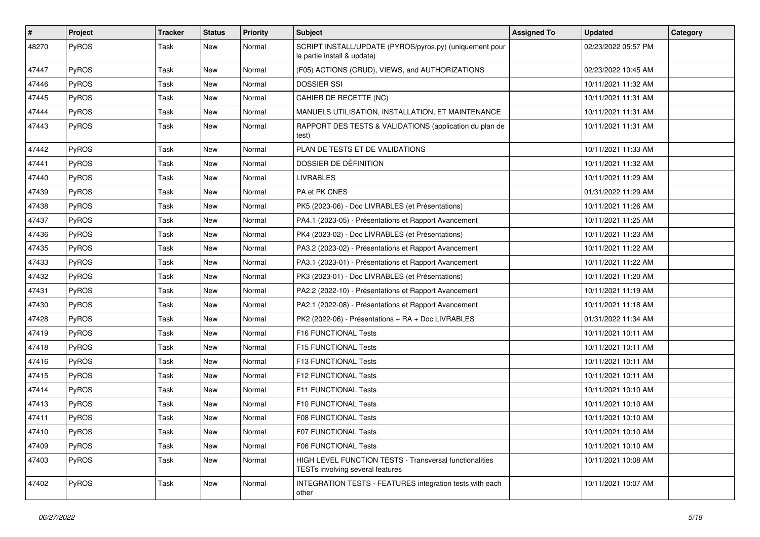| # | Project | Tracker | Status | Priority | Subject | Assigned To | Updated | Category |
|---|---|---|---|---|---|---|---|---|
| 48270 | PyROS | Task | New | Normal | SCRIPT INSTALL/UPDATE (PYROS/pyros.py) (uniquement pour la partie install & update) | | 02/23/2022 05:57 PM | |
| 47447 | PyROS | Task | New | Normal | (F05) ACTIONS (CRUD), VIEWS, and AUTHORIZATIONS | | 02/23/2022 10:45 AM | |
| 47446 | PyROS | Task | New | Normal | DOSSIER SSI | | 10/11/2021 11:32 AM | |
| 47445 | PyROS | Task | New | Normal | CAHIER DE RECETTE (NC) | | 10/11/2021 11:31 AM | |
| 47444 | PyROS | Task | New | Normal | MANUELS UTILISATION, INSTALLATION, ET MAINTENANCE | | 10/11/2021 11:31 AM | |
| 47443 | PyROS | Task | New | Normal | RAPPORT DES TESTS & VALIDATIONS (application du plan de test) | | 10/11/2021 11:31 AM | |
| 47442 | PyROS | Task | New | Normal | PLAN DE TESTS ET DE VALIDATIONS | | 10/11/2021 11:33 AM | |
| 47441 | PyROS | Task | New | Normal | DOSSIER DE DÉFINITION | | 10/11/2021 11:32 AM | |
| 47440 | PyROS | Task | New | Normal | LIVRABLES | | 10/11/2021 11:29 AM | |
| 47439 | PyROS | Task | New | Normal | PA et PK CNES | | 01/31/2022 11:29 AM | |
| 47438 | PyROS | Task | New | Normal | PK5 (2023-06) - Doc LIVRABLES (et Présentations) | | 10/11/2021 11:26 AM | |
| 47437 | PyROS | Task | New | Normal | PA4.1 (2023-05) - Présentations et Rapport Avancement | | 10/11/2021 11:25 AM | |
| 47436 | PyROS | Task | New | Normal | PK4 (2023-02) - Doc LIVRABLES (et Présentations) | | 10/11/2021 11:23 AM | |
| 47435 | PyROS | Task | New | Normal | PA3.2 (2023-02) - Présentations et Rapport Avancement | | 10/11/2021 11:22 AM | |
| 47433 | PyROS | Task | New | Normal | PA3.1 (2023-01) - Présentations et Rapport Avancement | | 10/11/2021 11:22 AM | |
| 47432 | PyROS | Task | New | Normal | PK3 (2023-01) - Doc LIVRABLES (et Présentations) | | 10/11/2021 11:20 AM | |
| 47431 | PyROS | Task | New | Normal | PA2.2 (2022-10) - Présentations et Rapport Avancement | | 10/11/2021 11:19 AM | |
| 47430 | PyROS | Task | New | Normal | PA2.1 (2022-08) - Présentations et Rapport Avancement | | 10/11/2021 11:18 AM | |
| 47428 | PyROS | Task | New | Normal | PK2 (2022-06) - Présentations + RA + Doc LIVRABLES | | 01/31/2022 11:34 AM | |
| 47419 | PyROS | Task | New | Normal | F16 FUNCTIONAL Tests | | 10/11/2021 10:11 AM | |
| 47418 | PyROS | Task | New | Normal | F15 FUNCTIONAL Tests | | 10/11/2021 10:11 AM | |
| 47416 | PyROS | Task | New | Normal | F13 FUNCTIONAL Tests | | 10/11/2021 10:11 AM | |
| 47415 | PyROS | Task | New | Normal | F12 FUNCTIONAL Tests | | 10/11/2021 10:11 AM | |
| 47414 | PyROS | Task | New | Normal | F11 FUNCTIONAL Tests | | 10/11/2021 10:10 AM | |
| 47413 | PyROS | Task | New | Normal | F10 FUNCTIONAL Tests | | 10/11/2021 10:10 AM | |
| 47411 | PyROS | Task | New | Normal | F08 FUNCTIONAL Tests | | 10/11/2021 10:10 AM | |
| 47410 | PyROS | Task | New | Normal | F07 FUNCTIONAL Tests | | 10/11/2021 10:10 AM | |
| 47409 | PyROS | Task | New | Normal | F06 FUNCTIONAL Tests | | 10/11/2021 10:10 AM | |
| 47403 | PyROS | Task | New | Normal | HIGH LEVEL FUNCTION TESTS - Transversal functionalities TESTs involving several features | | 10/11/2021 10:08 AM | |
| 47402 | PyROS | Task | New | Normal | INTEGRATION TESTS - FEATURES integration tests with each other | | 10/11/2021 10:07 AM | |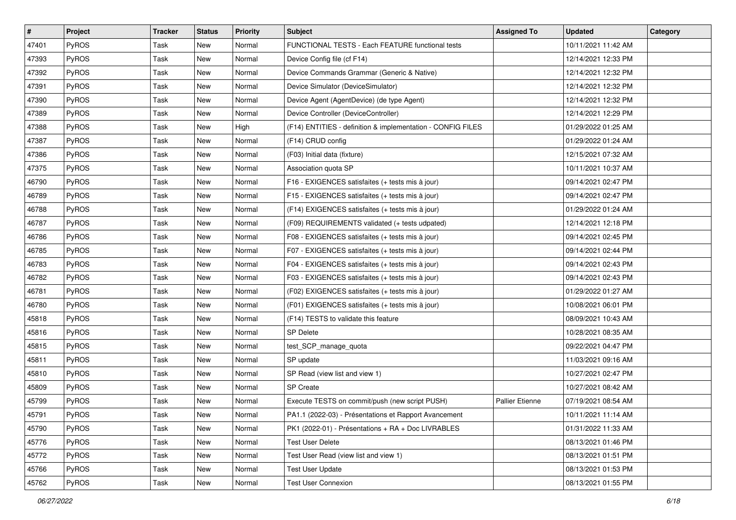| # | Project | Tracker | Status | Priority | Subject | Assigned To | Updated | Category |
|---|---|---|---|---|---|---|---|---|
| 47401 | PyROS | Task | New | Normal | FUNCTIONAL TESTS - Each FEATURE functional tests | | 10/11/2021 11:42 AM | |
| 47393 | PyROS | Task | New | Normal | Device Config file (cf F14) | | 12/14/2021 12:33 PM | |
| 47392 | PyROS | Task | New | Normal | Device Commands Grammar (Generic & Native) | | 12/14/2021 12:32 PM | |
| 47391 | PyROS | Task | New | Normal | Device Simulator (DeviceSimulator) | | 12/14/2021 12:32 PM | |
| 47390 | PyROS | Task | New | Normal | Device Agent (AgentDevice) (de type Agent) | | 12/14/2021 12:32 PM | |
| 47389 | PyROS | Task | New | Normal | Device Controller (DeviceController) | | 12/14/2021 12:29 PM | |
| 47388 | PyROS | Task | New | High | (F14) ENTITIES - definition & implementation - CONFIG FILES | | 01/29/2022 01:25 AM | |
| 47387 | PyROS | Task | New | Normal | (F14) CRUD config | | 01/29/2022 01:24 AM | |
| 47386 | PyROS | Task | New | Normal | (F03) Initial data (fixture) | | 12/15/2021 07:32 AM | |
| 47375 | PyROS | Task | New | Normal | Association quota SP | | 10/11/2021 10:37 AM | |
| 46790 | PyROS | Task | New | Normal | F16 - EXIGENCES satisfaites (+ tests mis à jour) | | 09/14/2021 02:47 PM | |
| 46789 | PyROS | Task | New | Normal | F15 - EXIGENCES satisfaites (+ tests mis à jour) | | 09/14/2021 02:47 PM | |
| 46788 | PyROS | Task | New | Normal | (F14) EXIGENCES satisfaites (+ tests mis à jour) | | 01/29/2022 01:24 AM | |
| 46787 | PyROS | Task | New | Normal | (F09) REQUIREMENTS validated (+ tests udpated) | | 12/14/2021 12:18 PM | |
| 46786 | PyROS | Task | New | Normal | F08 - EXIGENCES satisfaites (+ tests mis à jour) | | 09/14/2021 02:45 PM | |
| 46785 | PyROS | Task | New | Normal | F07 - EXIGENCES satisfaites (+ tests mis à jour) | | 09/14/2021 02:44 PM | |
| 46783 | PyROS | Task | New | Normal | F04 - EXIGENCES satisfaites (+ tests mis à jour) | | 09/14/2021 02:43 PM | |
| 46782 | PyROS | Task | New | Normal | F03 - EXIGENCES satisfaites (+ tests mis à jour) | | 09/14/2021 02:43 PM | |
| 46781 | PyROS | Task | New | Normal | (F02) EXIGENCES satisfaites (+ tests mis à jour) | | 01/29/2022 01:27 AM | |
| 46780 | PyROS | Task | New | Normal | (F01) EXIGENCES satisfaites (+ tests mis à jour) | | 10/08/2021 06:01 PM | |
| 45818 | PyROS | Task | New | Normal | (F14) TESTS to validate this feature | | 08/09/2021 10:43 AM | |
| 45816 | PyROS | Task | New | Normal | SP Delete | | 10/28/2021 08:35 AM | |
| 45815 | PyROS | Task | New | Normal | test_SCP_manage_quota | | 09/22/2021 04:47 PM | |
| 45811 | PyROS | Task | New | Normal | SP update | | 11/03/2021 09:16 AM | |
| 45810 | PyROS | Task | New | Normal | SP Read (view list and view 1) | | 10/27/2021 02:47 PM | |
| 45809 | PyROS | Task | New | Normal | SP Create | | 10/27/2021 08:42 AM | |
| 45799 | PyROS | Task | New | Normal | Execute TESTS on commit/push (new script PUSH) | Pallier Etienne | 07/19/2021 08:54 AM | |
| 45791 | PyROS | Task | New | Normal | PA1.1 (2022-03) - Présentations et Rapport Avancement | | 10/11/2021 11:14 AM | |
| 45790 | PyROS | Task | New | Normal | PK1 (2022-01) - Présentations + RA + Doc LIVRABLES | | 01/31/2022 11:33 AM | |
| 45776 | PyROS | Task | New | Normal | Test User Delete | | 08/13/2021 01:46 PM | |
| 45772 | PyROS | Task | New | Normal | Test User Read (view list and view 1) | | 08/13/2021 01:51 PM | |
| 45766 | PyROS | Task | New | Normal | Test User Update | | 08/13/2021 01:53 PM | |
| 45762 | PyROS | Task | New | Normal | Test User Connexion | | 08/13/2021 01:55 PM | |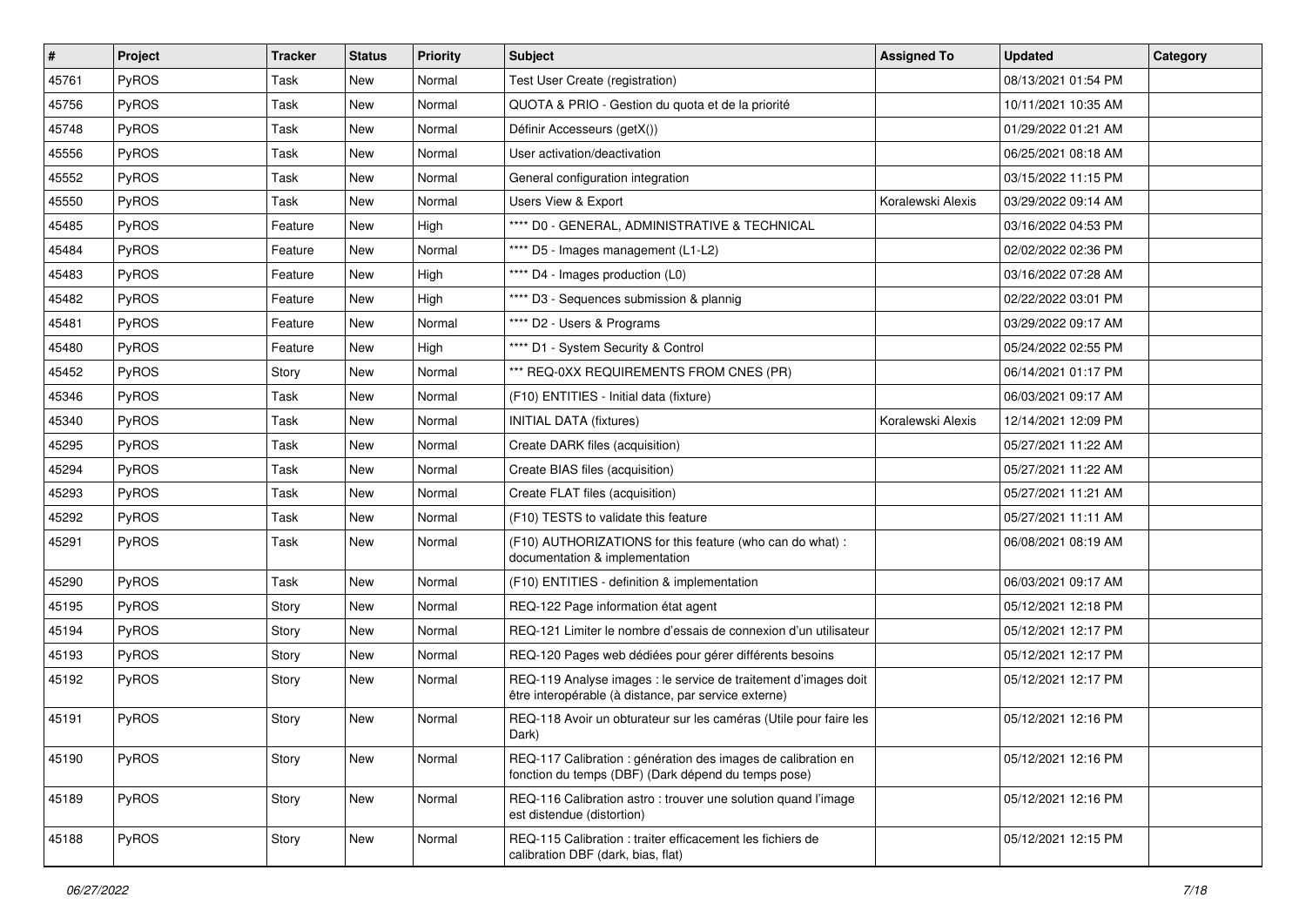| # | Project | Tracker | Status | Priority | Subject | Assigned To | Updated | Category |
|---|---|---|---|---|---|---|---|---|
| 45761 | PyROS | Task | New | Normal | Test User Create (registration) | | 08/13/2021 01:54 PM | |
| 45756 | PyROS | Task | New | Normal | QUOTA & PRIO - Gestion du quota et de la priorité | | 10/11/2021 10:35 AM | |
| 45748 | PyROS | Task | New | Normal | Définir Accesseurs (getX()) | | 01/29/2022 01:21 AM | |
| 45556 | PyROS | Task | New | Normal | User activation/deactivation | | 06/25/2021 08:18 AM | |
| 45552 | PyROS | Task | New | Normal | General configuration integration | | 03/15/2022 11:15 PM | |
| 45550 | PyROS | Task | New | Normal | Users View & Export | Koralewski Alexis | 03/29/2022 09:14 AM | |
| 45485 | PyROS | Feature | New | High | **** D0 - GENERAL, ADMINISTRATIVE & TECHNICAL | | 03/16/2022 04:53 PM | |
| 45484 | PyROS | Feature | New | Normal | **** D5 - Images management (L1-L2) | | 02/02/2022 02:36 PM | |
| 45483 | PyROS | Feature | New | High | **** D4 - Images production (L0) | | 03/16/2022 07:28 AM | |
| 45482 | PyROS | Feature | New | High | **** D3 - Sequences submission & plannig | | 02/22/2022 03:01 PM | |
| 45481 | PyROS | Feature | New | Normal | **** D2 - Users & Programs | | 03/29/2022 09:17 AM | |
| 45480 | PyROS | Feature | New | High | **** D1 - System Security & Control | | 05/24/2022 02:55 PM | |
| 45452 | PyROS | Story | New | Normal | *** REQ-0XX REQUIREMENTS FROM CNES (PR) | | 06/14/2021 01:17 PM | |
| 45346 | PyROS | Task | New | Normal | (F10) ENTITIES - Initial data (fixture) | | 06/03/2021 09:17 AM | |
| 45340 | PyROS | Task | New | Normal | INITIAL DATA (fixtures) | Koralewski Alexis | 12/14/2021 12:09 PM | |
| 45295 | PyROS | Task | New | Normal | Create DARK files (acquisition) | | 05/27/2021 11:22 AM | |
| 45294 | PyROS | Task | New | Normal | Create BIAS files (acquisition) | | 05/27/2021 11:22 AM | |
| 45293 | PyROS | Task | New | Normal | Create FLAT files (acquisition) | | 05/27/2021 11:21 AM | |
| 45292 | PyROS | Task | New | Normal | (F10) TESTS to validate this feature | | 05/27/2021 11:11 AM | |
| 45291 | PyROS | Task | New | Normal | (F10) AUTHORIZATIONS for this feature (who can do what) : documentation & implementation | | 06/08/2021 08:19 AM | |
| 45290 | PyROS | Task | New | Normal | (F10) ENTITIES - definition & implementation | | 06/03/2021 09:17 AM | |
| 45195 | PyROS | Story | New | Normal | REQ-122 Page information état agent | | 05/12/2021 12:18 PM | |
| 45194 | PyROS | Story | New | Normal | REQ-121 Limiter le nombre d'essais de connexion d'un utilisateur | | 05/12/2021 12:17 PM | |
| 45193 | PyROS | Story | New | Normal | REQ-120 Pages web dédiées pour gérer différents besoins | | 05/12/2021 12:17 PM | |
| 45192 | PyROS | Story | New | Normal | REQ-119 Analyse images : le service de traitement d'images doit être interopérable (à distance, par service externe) | | 05/12/2021 12:17 PM | |
| 45191 | PyROS | Story | New | Normal | REQ-118 Avoir un obturateur sur les caméras (Utile pour faire les Dark) | | 05/12/2021 12:16 PM | |
| 45190 | PyROS | Story | New | Normal | REQ-117 Calibration : génération des images de calibration en fonction du temps (DBF) (Dark dépend du temps pose) | | 05/12/2021 12:16 PM | |
| 45189 | PyROS | Story | New | Normal | REQ-116 Calibration astro : trouver une solution quand l'image est distendue (distortion) | | 05/12/2021 12:16 PM | |
| 45188 | PyROS | Story | New | Normal | REQ-115 Calibration : traiter efficacement les fichiers de calibration DBF (dark, bias, flat) | | 05/12/2021 12:15 PM | |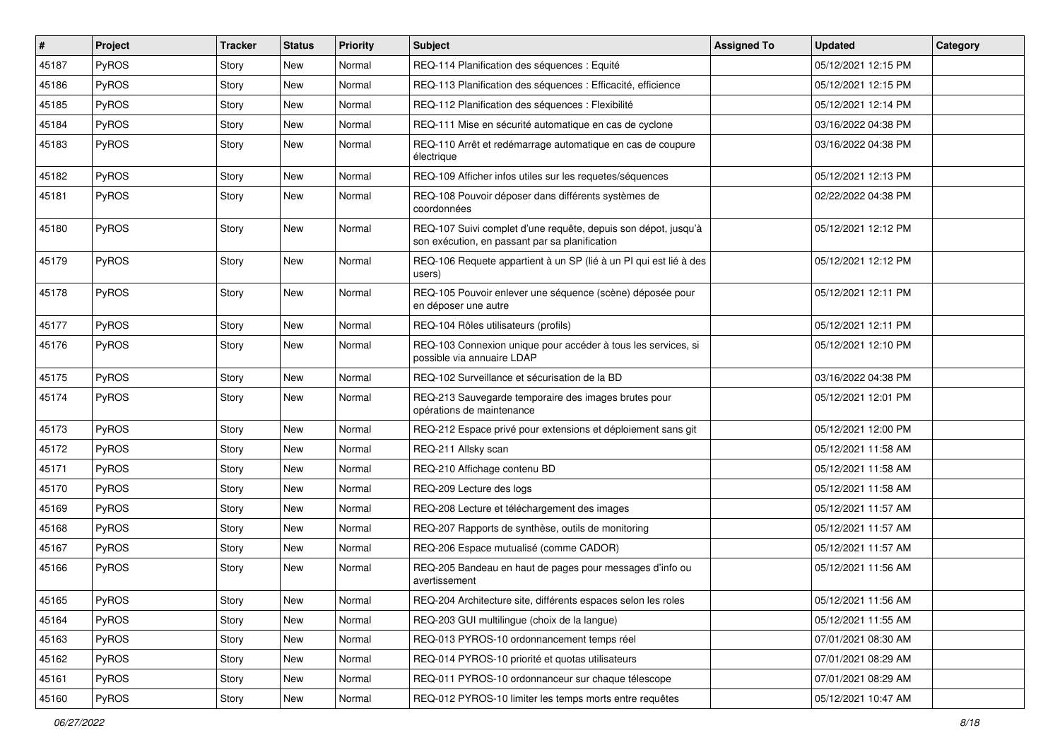| # | Project | Tracker | Status | Priority | Subject | Assigned To | Updated | Category |
|---|---|---|---|---|---|---|---|---|
| 45187 | PyROS | Story | New | Normal | REQ-114 Planification des séquences : Equité | | 05/12/2021 12:15 PM | |
| 45186 | PyROS | Story | New | Normal | REQ-113 Planification des séquences : Efficacité, efficience | | 05/12/2021 12:15 PM | |
| 45185 | PyROS | Story | New | Normal | REQ-112 Planification des séquences : Flexibilité | | 05/12/2021 12:14 PM | |
| 45184 | PyROS | Story | New | Normal | REQ-111 Mise en sécurité automatique en cas de cyclone | | 03/16/2022 04:38 PM | |
| 45183 | PyROS | Story | New | Normal | REQ-110 Arrêt et redémarrage automatique en cas de coupure électrique | | 03/16/2022 04:38 PM | |
| 45182 | PyROS | Story | New | Normal | REQ-109 Afficher infos utiles sur les requetes/séquences | | 05/12/2021 12:13 PM | |
| 45181 | PyROS | Story | New | Normal | REQ-108 Pouvoir déposer dans différents systèmes de coordonnées | | 02/22/2022 04:38 PM | |
| 45180 | PyROS | Story | New | Normal | REQ-107 Suivi complet d'une requête, depuis son dépot, jusqu'à son exécution, en passant par sa planification | | 05/12/2021 12:12 PM | |
| 45179 | PyROS | Story | New | Normal | REQ-106 Requete appartient à un SP (lié à un PI qui est lié à des users) | | 05/12/2021 12:12 PM | |
| 45178 | PyROS | Story | New | Normal | REQ-105 Pouvoir enlever une séquence (scène) déposée pour en déposer une autre | | 05/12/2021 12:11 PM | |
| 45177 | PyROS | Story | New | Normal | REQ-104 Rôles utilisateurs (profils) | | 05/12/2021 12:11 PM | |
| 45176 | PyROS | Story | New | Normal | REQ-103 Connexion unique pour accéder à tous les services, si possible via annuaire LDAP | | 05/12/2021 12:10 PM | |
| 45175 | PyROS | Story | New | Normal | REQ-102 Surveillance et sécurisation de la BD | | 03/16/2022 04:38 PM | |
| 45174 | PyROS | Story | New | Normal | REQ-213 Sauvegarde temporaire des images brutes pour opérations de maintenance | | 05/12/2021 12:01 PM | |
| 45173 | PyROS | Story | New | Normal | REQ-212 Espace privé pour extensions et déploiement sans git | | 05/12/2021 12:00 PM | |
| 45172 | PyROS | Story | New | Normal | REQ-211 Allsky scan | | 05/12/2021 11:58 AM | |
| 45171 | PyROS | Story | New | Normal | REQ-210 Affichage contenu BD | | 05/12/2021 11:58 AM | |
| 45170 | PyROS | Story | New | Normal | REQ-209 Lecture des logs | | 05/12/2021 11:58 AM | |
| 45169 | PyROS | Story | New | Normal | REQ-208 Lecture et téléchargement des images | | 05/12/2021 11:57 AM | |
| 45168 | PyROS | Story | New | Normal | REQ-207 Rapports de synthèse, outils de monitoring | | 05/12/2021 11:57 AM | |
| 45167 | PyROS | Story | New | Normal | REQ-206 Espace mutualisé (comme CADOR) | | 05/12/2021 11:57 AM | |
| 45166 | PyROS | Story | New | Normal | REQ-205 Bandeau en haut de pages pour messages d'info ou avertissement | | 05/12/2021 11:56 AM | |
| 45165 | PyROS | Story | New | Normal | REQ-204 Architecture site, différents espaces selon les roles | | 05/12/2021 11:56 AM | |
| 45164 | PyROS | Story | New | Normal | REQ-203 GUI multilingue (choix de la langue) | | 05/12/2021 11:55 AM | |
| 45163 | PyROS | Story | New | Normal | REQ-013 PYROS-10 ordonnancement temps réel | | 07/01/2021 08:30 AM | |
| 45162 | PyROS | Story | New | Normal | REQ-014 PYROS-10 priorité et quotas utilisateurs | | 07/01/2021 08:29 AM | |
| 45161 | PyROS | Story | New | Normal | REQ-011 PYROS-10 ordonnanceur sur chaque télescope | | 07/01/2021 08:29 AM | |
| 45160 | PyROS | Story | New | Normal | REQ-012 PYROS-10 limiter les temps morts entre requêtes | | 05/12/2021 10:47 AM | |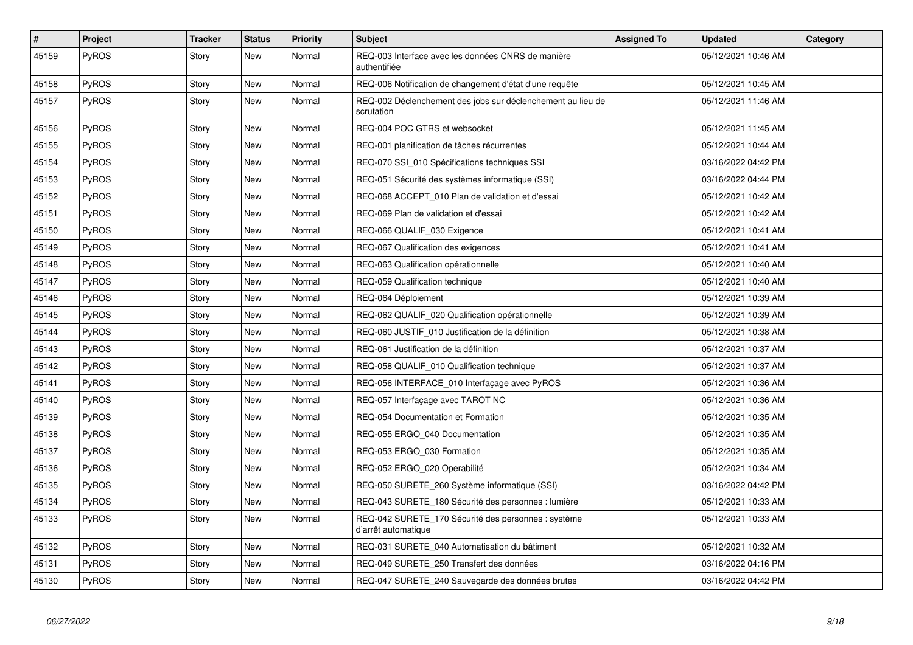| # | Project | Tracker | Status | Priority | Subject | Assigned To | Updated | Category |
|---|---|---|---|---|---|---|---|---|
| 45159 | PyROS | Story | New | Normal | REQ-003 Interface avec les données CNRS de manière authentifiée | | 05/12/2021 10:46 AM | |
| 45158 | PyROS | Story | New | Normal | REQ-006 Notification de changement d'état d'une requête | | 05/12/2021 10:45 AM | |
| 45157 | PyROS | Story | New | Normal | REQ-002 Déclenchement des jobs sur déclenchement au lieu de scrutation | | 05/12/2021 11:46 AM | |
| 45156 | PyROS | Story | New | Normal | REQ-004 POC GTRS et websocket | | 05/12/2021 11:45 AM | |
| 45155 | PyROS | Story | New | Normal | REQ-001 planification de tâches récurrentes | | 05/12/2021 10:44 AM | |
| 45154 | PyROS | Story | New | Normal | REQ-070 SSI_010 Spécifications techniques SSI | | 03/16/2022 04:42 PM | |
| 45153 | PyROS | Story | New | Normal | REQ-051 Sécurité des systèmes informatique (SSI) | | 03/16/2022 04:44 PM | |
| 45152 | PyROS | Story | New | Normal | REQ-068 ACCEPT_010 Plan de validation et d'essai | | 05/12/2021 10:42 AM | |
| 45151 | PyROS | Story | New | Normal | REQ-069 Plan de validation et d'essai | | 05/12/2021 10:42 AM | |
| 45150 | PyROS | Story | New | Normal | REQ-066 QUALIF_030 Exigence | | 05/12/2021 10:41 AM | |
| 45149 | PyROS | Story | New | Normal | REQ-067 Qualification des exigences | | 05/12/2021 10:41 AM | |
| 45148 | PyROS | Story | New | Normal | REQ-063 Qualification opérationnelle | | 05/12/2021 10:40 AM | |
| 45147 | PyROS | Story | New | Normal | REQ-059 Qualification technique | | 05/12/2021 10:40 AM | |
| 45146 | PyROS | Story | New | Normal | REQ-064 Déploiement | | 05/12/2021 10:39 AM | |
| 45145 | PyROS | Story | New | Normal | REQ-062 QUALIF_020 Qualification opérationnelle | | 05/12/2021 10:39 AM | |
| 45144 | PyROS | Story | New | Normal | REQ-060 JUSTIF_010 Justification de la définition | | 05/12/2021 10:38 AM | |
| 45143 | PyROS | Story | New | Normal | REQ-061 Justification de la définition | | 05/12/2021 10:37 AM | |
| 45142 | PyROS | Story | New | Normal | REQ-058 QUALIF_010 Qualification technique | | 05/12/2021 10:37 AM | |
| 45141 | PyROS | Story | New | Normal | REQ-056 INTERFACE_010 Interfaçage avec PyROS | | 05/12/2021 10:36 AM | |
| 45140 | PyROS | Story | New | Normal | REQ-057 Interfaçage avec TAROT NC | | 05/12/2021 10:36 AM | |
| 45139 | PyROS | Story | New | Normal | REQ-054 Documentation et Formation | | 05/12/2021 10:35 AM | |
| 45138 | PyROS | Story | New | Normal | REQ-055 ERGO_040 Documentation | | 05/12/2021 10:35 AM | |
| 45137 | PyROS | Story | New | Normal | REQ-053 ERGO_030 Formation | | 05/12/2021 10:35 AM | |
| 45136 | PyROS | Story | New | Normal | REQ-052 ERGO_020 Operabilité | | 05/12/2021 10:34 AM | |
| 45135 | PyROS | Story | New | Normal | REQ-050 SURETE_260 Système informatique (SSI) | | 03/16/2022 04:42 PM | |
| 45134 | PyROS | Story | New | Normal | REQ-043 SURETE_180 Sécurité des personnes : lumière | | 05/12/2021 10:33 AM | |
| 45133 | PyROS | Story | New | Normal | REQ-042 SURETE_170 Sécurité des personnes : système d'arrêt automatique | | 05/12/2021 10:33 AM | |
| 45132 | PyROS | Story | New | Normal | REQ-031 SURETE_040 Automatisation du bâtiment | | 05/12/2021 10:32 AM | |
| 45131 | PyROS | Story | New | Normal | REQ-049 SURETE_250 Transfert des données | | 03/16/2022 04:16 PM | |
| 45130 | PyROS | Story | New | Normal | REQ-047 SURETE_240 Sauvegarde des données brutes | | 03/16/2022 04:42 PM | |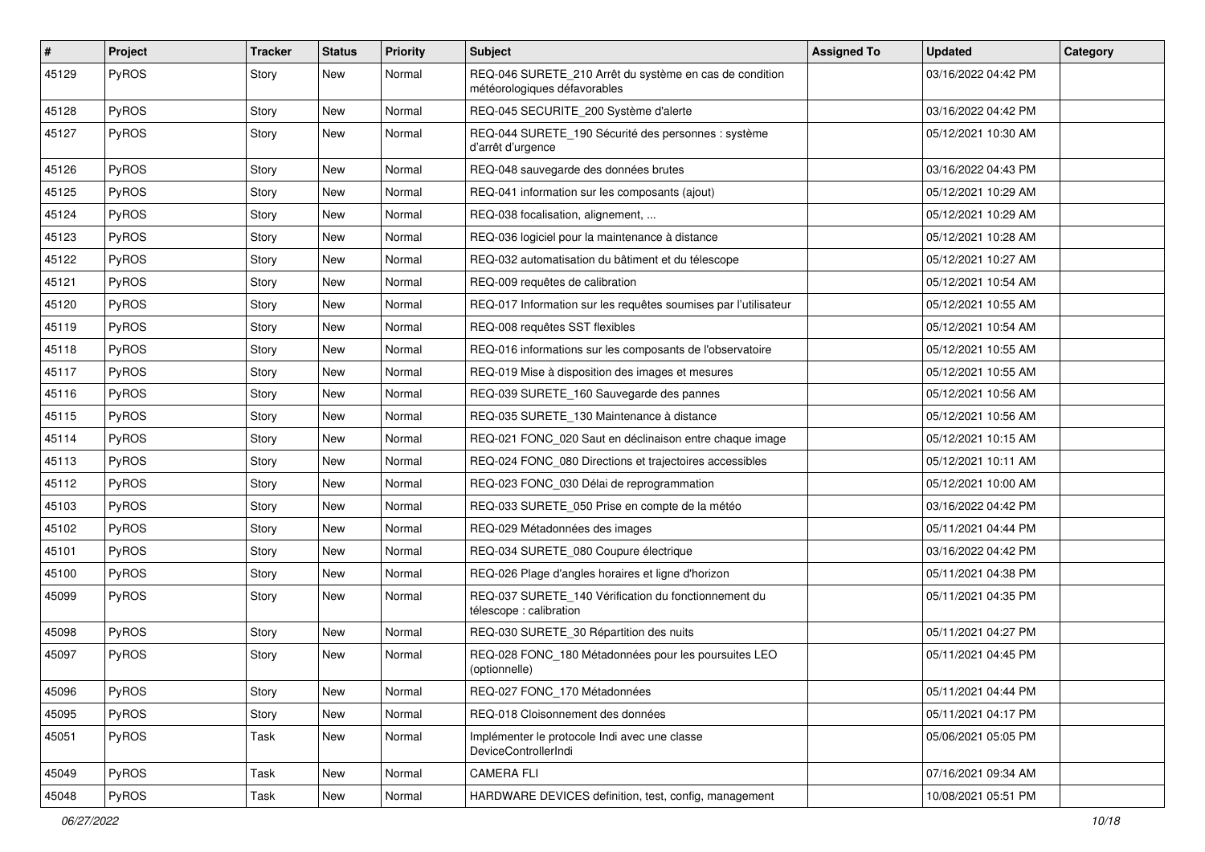| # | Project | Tracker | Status | Priority | Subject | Assigned To | Updated | Category |
|---|---|---|---|---|---|---|---|---|
| 45129 | PyROS | Story | New | Normal | REQ-046 SURETE_210 Arrêt du système en cas de condition météorologiques défavorables | | 03/16/2022 04:42 PM | |
| 45128 | PyROS | Story | New | Normal | REQ-045 SECURITE_200 Système d'alerte | | 03/16/2022 04:42 PM | |
| 45127 | PyROS | Story | New | Normal | REQ-044 SURETE_190 Sécurité des personnes : système d'arrêt d'urgence | | 05/12/2021 10:30 AM | |
| 45126 | PyROS | Story | New | Normal | REQ-048 sauvegarde des données brutes | | 03/16/2022 04:43 PM | |
| 45125 | PyROS | Story | New | Normal | REQ-041 information sur les composants (ajout) | | 05/12/2021 10:29 AM | |
| 45124 | PyROS | Story | New | Normal | REQ-038 focalisation, alignement, ... | | 05/12/2021 10:29 AM | |
| 45123 | PyROS | Story | New | Normal | REQ-036 logiciel pour la maintenance à distance | | 05/12/2021 10:28 AM | |
| 45122 | PyROS | Story | New | Normal | REQ-032 automatisation du bâtiment et du télescope | | 05/12/2021 10:27 AM | |
| 45121 | PyROS | Story | New | Normal | REQ-009 requêtes de calibration | | 05/12/2021 10:54 AM | |
| 45120 | PyROS | Story | New | Normal | REQ-017 Information sur les requêtes soumises par l'utilisateur | | 05/12/2021 10:55 AM | |
| 45119 | PyROS | Story | New | Normal | REQ-008 requêtes SST flexibles | | 05/12/2021 10:54 AM | |
| 45118 | PyROS | Story | New | Normal | REQ-016 informations sur les composants de l'observatoire | | 05/12/2021 10:55 AM | |
| 45117 | PyROS | Story | New | Normal | REQ-019 Mise à disposition des images et mesures | | 05/12/2021 10:55 AM | |
| 45116 | PyROS | Story | New | Normal | REQ-039 SURETE_160 Sauvegarde des pannes | | 05/12/2021 10:56 AM | |
| 45115 | PyROS | Story | New | Normal | REQ-035 SURETE_130 Maintenance à distance | | 05/12/2021 10:56 AM | |
| 45114 | PyROS | Story | New | Normal | REQ-021 FONC_020 Saut en déclinaison entre chaque image | | 05/12/2021 10:15 AM | |
| 45113 | PyROS | Story | New | Normal | REQ-024 FONC_080 Directions et trajectoires accessibles | | 05/12/2021 10:11 AM | |
| 45112 | PyROS | Story | New | Normal | REQ-023 FONC_030 Délai de reprogrammation | | 05/12/2021 10:00 AM | |
| 45103 | PyROS | Story | New | Normal | REQ-033 SURETE_050 Prise en compte de la météo | | 03/16/2022 04:42 PM | |
| 45102 | PyROS | Story | New | Normal | REQ-029 Métadonnées des images | | 05/11/2021 04:44 PM | |
| 45101 | PyROS | Story | New | Normal | REQ-034 SURETE_080 Coupure électrique | | 03/16/2022 04:42 PM | |
| 45100 | PyROS | Story | New | Normal | REQ-026 Plage d'angles horaires et ligne d'horizon | | 05/11/2021 04:38 PM | |
| 45099 | PyROS | Story | New | Normal | REQ-037 SURETE_140 Vérification du fonctionnement du télescope : calibration | | 05/11/2021 04:35 PM | |
| 45098 | PyROS | Story | New | Normal | REQ-030 SURETE_30 Répartition des nuits | | 05/11/2021 04:27 PM | |
| 45097 | PyROS | Story | New | Normal | REQ-028 FONC_180 Métadonnées pour les poursuites LEO (optionnelle) | | 05/11/2021 04:45 PM | |
| 45096 | PyROS | Story | New | Normal | REQ-027 FONC_170 Métadonnées | | 05/11/2021 04:44 PM | |
| 45095 | PyROS | Story | New | Normal | REQ-018 Cloisonnement des données | | 05/11/2021 04:17 PM | |
| 45051 | PyROS | Task | New | Normal | Implémenter le protocole Indi avec une classe DeviceControllerIndi | | 05/06/2021 05:05 PM | |
| 45049 | PyROS | Task | New | Normal | CAMERA FLI | | 07/16/2021 09:34 AM | |
| 45048 | PyROS | Task | New | Normal | HARDWARE DEVICES definition, test, config, management | | 10/08/2021 05:51 PM | |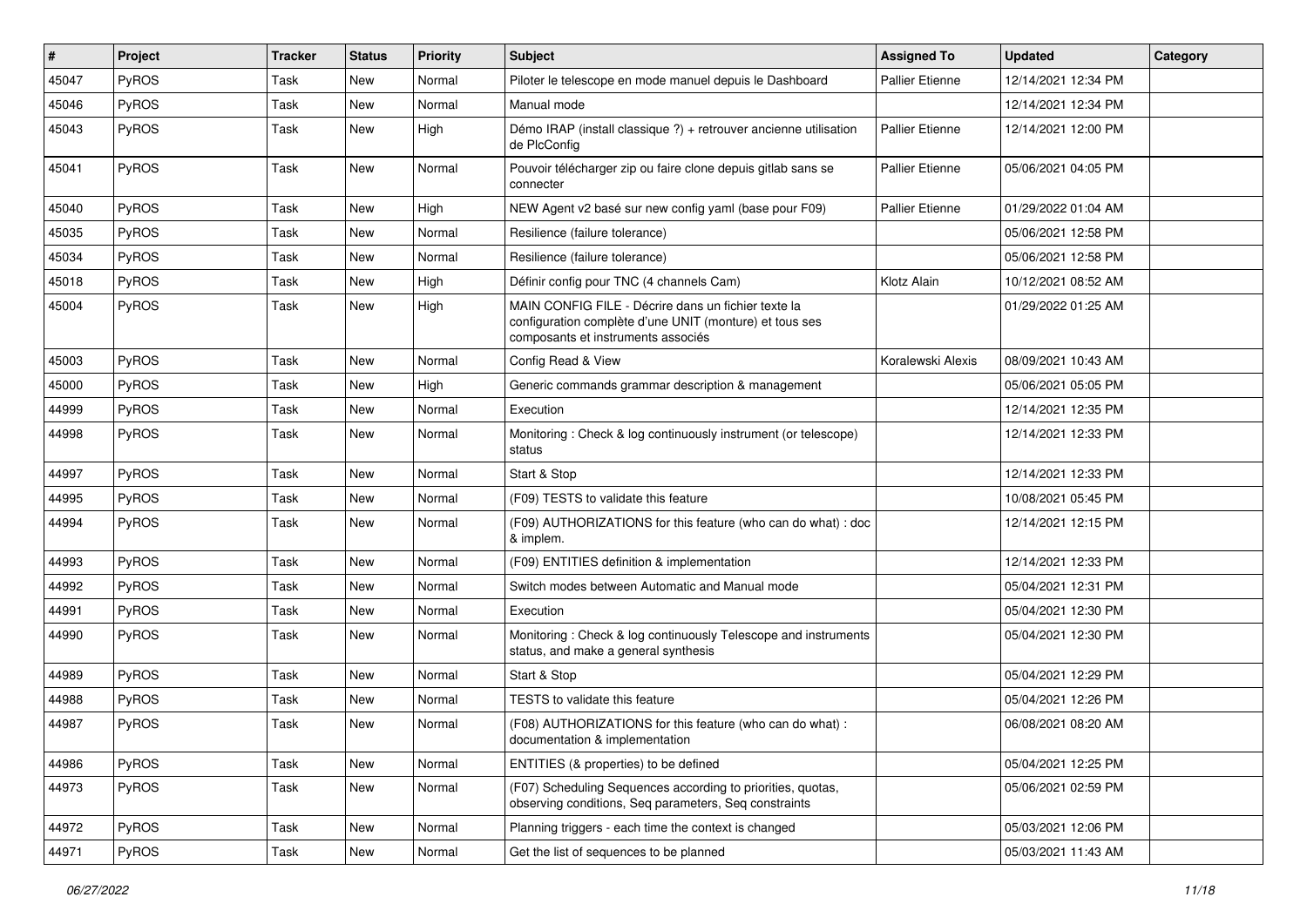| # | Project | Tracker | Status | Priority | Subject | Assigned To | Updated | Category |
|---|---|---|---|---|---|---|---|---|
| 45047 | PyROS | Task | New | Normal | Piloter le telescope en mode manuel depuis le Dashboard | Pallier Etienne | 12/14/2021 12:34 PM | |
| 45046 | PyROS | Task | New | Normal | Manual mode | | 12/14/2021 12:34 PM | |
| 45043 | PyROS | Task | New | High | Démo IRAP (install classique ?) + retrouver ancienne utilisation de PlcConfig | Pallier Etienne | 12/14/2021 12:00 PM | |
| 45041 | PyROS | Task | New | Normal | Pouvoir télécharger zip ou faire clone depuis gitlab sans se connecter | Pallier Etienne | 05/06/2021 04:05 PM | |
| 45040 | PyROS | Task | New | High | NEW Agent v2 basé sur new config yaml (base pour F09) | Pallier Etienne | 01/29/2022 01:04 AM | |
| 45035 | PyROS | Task | New | Normal | Resilience (failure tolerance) | | 05/06/2021 12:58 PM | |
| 45034 | PyROS | Task | New | Normal | Resilience (failure tolerance) | | 05/06/2021 12:58 PM | |
| 45018 | PyROS | Task | New | High | Définir config pour TNC (4 channels Cam) | Klotz Alain | 10/12/2021 08:52 AM | |
| 45004 | PyROS | Task | New | High | MAIN CONFIG FILE - Décrire dans un fichier texte la configuration complète d'une UNIT (monture) et tous ses composants et instruments associés | | 01/29/2022 01:25 AM | |
| 45003 | PyROS | Task | New | Normal | Config Read & View | Koralewski Alexis | 08/09/2021 10:43 AM | |
| 45000 | PyROS | Task | New | High | Generic commands grammar description & management | | 05/06/2021 05:05 PM | |
| 44999 | PyROS | Task | New | Normal | Execution | | 12/14/2021 12:35 PM | |
| 44998 | PyROS | Task | New | Normal | Monitoring : Check & log continuously instrument (or telescope) status | | 12/14/2021 12:33 PM | |
| 44997 | PyROS | Task | New | Normal | Start & Stop | | 12/14/2021 12:33 PM | |
| 44995 | PyROS | Task | New | Normal | (F09) TESTS to validate this feature | | 10/08/2021 05:45 PM | |
| 44994 | PyROS | Task | New | Normal | (F09) AUTHORIZATIONS for this feature (who can do what) : doc & implem. | | 12/14/2021 12:15 PM | |
| 44993 | PyROS | Task | New | Normal | (F09) ENTITIES definition & implementation | | 12/14/2021 12:33 PM | |
| 44992 | PyROS | Task | New | Normal | Switch modes between Automatic and Manual mode | | 05/04/2021 12:31 PM | |
| 44991 | PyROS | Task | New | Normal | Execution | | 05/04/2021 12:30 PM | |
| 44990 | PyROS | Task | New | Normal | Monitoring : Check & log continuously Telescope and instruments status, and make a general synthesis | | 05/04/2021 12:30 PM | |
| 44989 | PyROS | Task | New | Normal | Start & Stop | | 05/04/2021 12:29 PM | |
| 44988 | PyROS | Task | New | Normal | TESTS to validate this feature | | 05/04/2021 12:26 PM | |
| 44987 | PyROS | Task | New | Normal | (F08) AUTHORIZATIONS for this feature (who can do what) : documentation & implementation | | 06/08/2021 08:20 AM | |
| 44986 | PyROS | Task | New | Normal | ENTITIES (& properties) to be defined | | 05/04/2021 12:25 PM | |
| 44973 | PyROS | Task | New | Normal | (F07) Scheduling Sequences according to priorities, quotas, observing conditions, Seq parameters, Seq constraints | | 05/06/2021 02:59 PM | |
| 44972 | PyROS | Task | New | Normal | Planning triggers - each time the context is changed | | 05/03/2021 12:06 PM | |
| 44971 | PyROS | Task | New | Normal | Get the list of sequences to be planned | | 05/03/2021 11:43 AM | |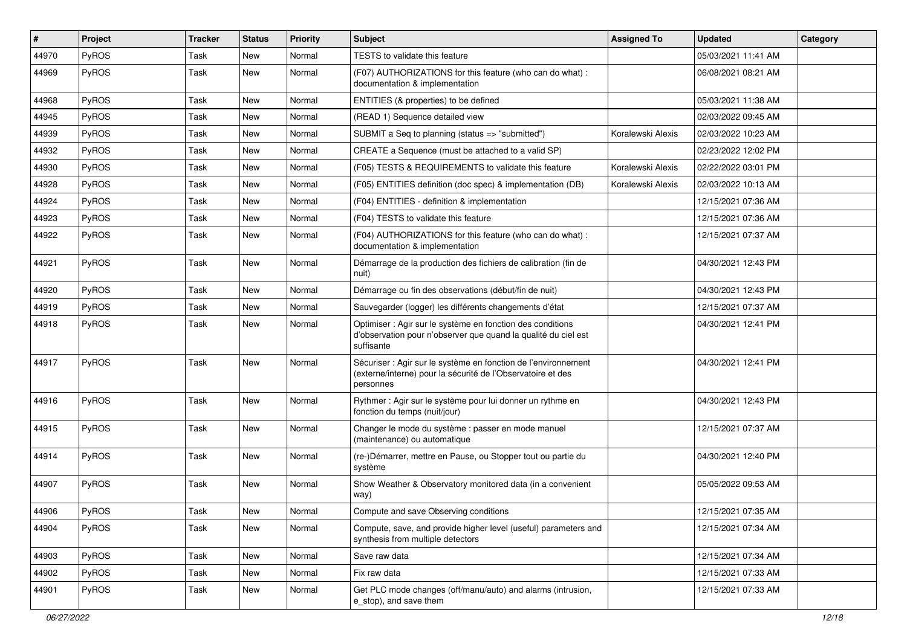| # | Project | Tracker | Status | Priority | Subject | Assigned To | Updated | Category |
|---|---|---|---|---|---|---|---|---|
| 44970 | PyROS | Task | New | Normal | TESTS to validate this feature | | 05/03/2021 11:41 AM | |
| 44969 | PyROS | Task | New | Normal | (F07) AUTHORIZATIONS for this feature (who can do what) : documentation & implementation | | 06/08/2021 08:21 AM | |
| 44968 | PyROS | Task | New | Normal | ENTITIES (& properties) to be defined | | 05/03/2021 11:38 AM | |
| 44945 | PyROS | Task | New | Normal | (READ 1) Sequence detailed view | | 02/03/2022 09:45 AM | |
| 44939 | PyROS | Task | New | Normal | SUBMIT a Seq to planning (status => "submitted") | Koralewski Alexis | 02/03/2022 10:23 AM | |
| 44932 | PyROS | Task | New | Normal | CREATE a Sequence (must be attached to a valid SP) | | 02/23/2022 12:02 PM | |
| 44930 | PyROS | Task | New | Normal | (F05) TESTS & REQUIREMENTS to validate this feature | Koralewski Alexis | 02/22/2022 03:01 PM | |
| 44928 | PyROS | Task | New | Normal | (F05) ENTITIES definition (doc spec) & implementation (DB) | Koralewski Alexis | 02/03/2022 10:13 AM | |
| 44924 | PyROS | Task | New | Normal | (F04) ENTITIES - definition & implementation | | 12/15/2021 07:36 AM | |
| 44923 | PyROS | Task | New | Normal | (F04) TESTS to validate this feature | | 12/15/2021 07:36 AM | |
| 44922 | PyROS | Task | New | Normal | (F04) AUTHORIZATIONS for this feature (who can do what) : documentation & implementation | | 12/15/2021 07:37 AM | |
| 44921 | PyROS | Task | New | Normal | Démarrage de la production des fichiers de calibration (fin de nuit) | | 04/30/2021 12:43 PM | |
| 44920 | PyROS | Task | New | Normal | Démarrage ou fin des observations (début/fin de nuit) | | 04/30/2021 12:43 PM | |
| 44919 | PyROS | Task | New | Normal | Sauvegarder (logger) les différents changements d'état | | 12/15/2021 07:37 AM | |
| 44918 | PyROS | Task | New | Normal | Optimiser : Agir sur le système en fonction des conditions d'observation pour n'observer que quand la qualité du ciel est suffisante | | 04/30/2021 12:41 PM | |
| 44917 | PyROS | Task | New | Normal | Sécuriser : Agir sur le système en fonction de l'environnement (externe/interne) pour la sécurité de l'Observatoire et des personnes | | 04/30/2021 12:41 PM | |
| 44916 | PyROS | Task | New | Normal | Rythmer : Agir sur le système pour lui donner un rythme en fonction du temps (nuit/jour) | | 04/30/2021 12:43 PM | |
| 44915 | PyROS | Task | New | Normal | Changer le mode du système : passer en mode manuel (maintenance) ou automatique | | 12/15/2021 07:37 AM | |
| 44914 | PyROS | Task | New | Normal | (re-)Démarrer, mettre en Pause, ou Stopper tout ou partie du système | | 04/30/2021 12:40 PM | |
| 44907 | PyROS | Task | New | Normal | Show Weather & Observatory monitored data (in a convenient way) | | 05/05/2022 09:53 AM | |
| 44906 | PyROS | Task | New | Normal | Compute and save Observing conditions | | 12/15/2021 07:35 AM | |
| 44904 | PyROS | Task | New | Normal | Compute, save, and provide higher level (useful) parameters and synthesis from multiple detectors | | 12/15/2021 07:34 AM | |
| 44903 | PyROS | Task | New | Normal | Save raw data | | 12/15/2021 07:34 AM | |
| 44902 | PyROS | Task | New | Normal | Fix raw data | | 12/15/2021 07:33 AM | |
| 44901 | PyROS | Task | New | Normal | Get PLC mode changes (off/manu/auto) and alarms (intrusion, e_stop), and save them | | 12/15/2021 07:33 AM | |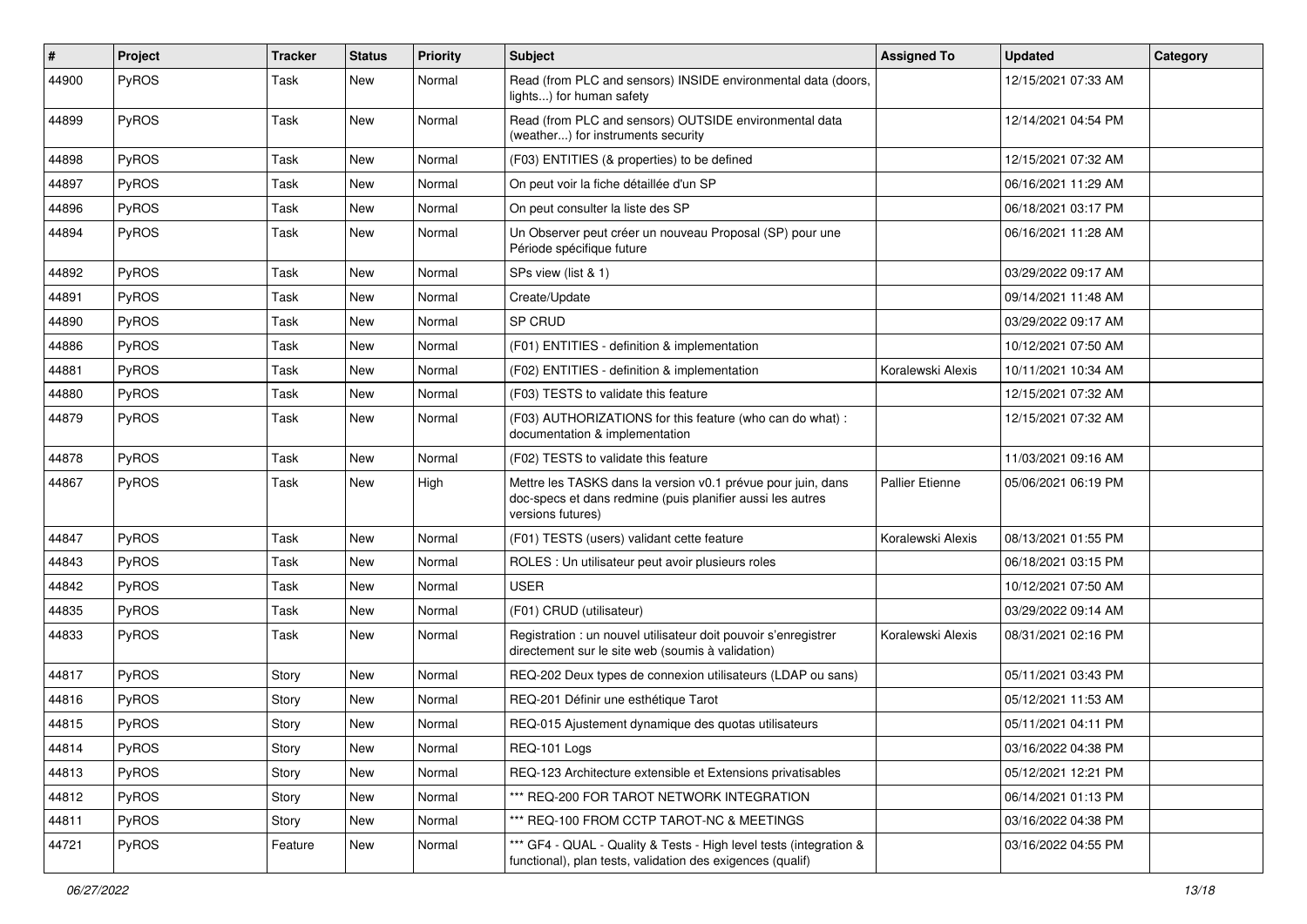| # | Project | Tracker | Status | Priority | Subject | Assigned To | Updated | Category |
|---|---|---|---|---|---|---|---|---|
| 44900 | PyROS | Task | New | Normal | Read (from PLC and sensors) INSIDE environmental data (doors, lights...) for human safety | | 12/15/2021 07:33 AM | |
| 44899 | PyROS | Task | New | Normal | Read (from PLC and sensors) OUTSIDE environmental data (weather...) for instruments security | | 12/14/2021 04:54 PM | |
| 44898 | PyROS | Task | New | Normal | (F03) ENTITIES (& properties) to be defined | | 12/15/2021 07:32 AM | |
| 44897 | PyROS | Task | New | Normal | On peut voir la fiche détaillée d'un SP | | 06/16/2021 11:29 AM | |
| 44896 | PyROS | Task | New | Normal | On peut consulter la liste des SP | | 06/18/2021 03:17 PM | |
| 44894 | PyROS | Task | New | Normal | Un Observer peut créer un nouveau Proposal (SP) pour une Période spécifique future | | 06/16/2021 11:28 AM | |
| 44892 | PyROS | Task | New | Normal | SPs view (list & 1) | | 03/29/2022 09:17 AM | |
| 44891 | PyROS | Task | New | Normal | Create/Update | | 09/14/2021 11:48 AM | |
| 44890 | PyROS | Task | New | Normal | SP CRUD | | 03/29/2022 09:17 AM | |
| 44886 | PyROS | Task | New | Normal | (F01) ENTITIES - definition & implementation | | 10/12/2021 07:50 AM | |
| 44881 | PyROS | Task | New | Normal | (F02) ENTITIES - definition & implementation | Koralewski Alexis | 10/11/2021 10:34 AM | |
| 44880 | PyROS | Task | New | Normal | (F03) TESTS to validate this feature | | 12/15/2021 07:32 AM | |
| 44879 | PyROS | Task | New | Normal | (F03) AUTHORIZATIONS for this feature (who can do what) : documentation & implementation | | 12/15/2021 07:32 AM | |
| 44878 | PyROS | Task | New | Normal | (F02) TESTS to validate this feature | | 11/03/2021 09:16 AM | |
| 44867 | PyROS | Task | New | High | Mettre les TASKS dans la version v0.1 prévue pour juin, dans doc-specs et dans redmine (puis planifier aussi les autres versions futures) | Pallier Etienne | 05/06/2021 06:19 PM | |
| 44847 | PyROS | Task | New | Normal | (F01) TESTS (users) validant cette feature | Koralewski Alexis | 08/13/2021 01:55 PM | |
| 44843 | PyROS | Task | New | Normal | ROLES : Un utilisateur peut avoir plusieurs roles | | 06/18/2021 03:15 PM | |
| 44842 | PyROS | Task | New | Normal | USER | | 10/12/2021 07:50 AM | |
| 44835 | PyROS | Task | New | Normal | (F01) CRUD (utilisateur) | | 03/29/2022 09:14 AM | |
| 44833 | PyROS | Task | New | Normal | Registration : un nouvel utilisateur doit pouvoir s'enregistrer directement sur le site web (soumis à validation) | Koralewski Alexis | 08/31/2021 02:16 PM | |
| 44817 | PyROS | Story | New | Normal | REQ-202 Deux types de connexion utilisateurs (LDAP ou sans) | | 05/11/2021 03:43 PM | |
| 44816 | PyROS | Story | New | Normal | REQ-201 Définir une esthétique Tarot | | 05/12/2021 11:53 AM | |
| 44815 | PyROS | Story | New | Normal | REQ-015 Ajustement dynamique des quotas utilisateurs | | 05/11/2021 04:11 PM | |
| 44814 | PyROS | Story | New | Normal | REQ-101 Logs | | 03/16/2022 04:38 PM | |
| 44813 | PyROS | Story | New | Normal | REQ-123 Architecture extensible et Extensions privatisables | | 05/12/2021 12:21 PM | |
| 44812 | PyROS | Story | New | Normal | *** REQ-200 FOR TAROT NETWORK INTEGRATION | | 06/14/2021 01:13 PM | |
| 44811 | PyROS | Story | New | Normal | *** REQ-100 FROM CCTP TAROT-NC & MEETINGS | | 03/16/2022 04:38 PM | |
| 44721 | PyROS | Feature | New | Normal | *** GF4 - QUAL - Quality & Tests - High level tests (integration & functional), plan tests, validation des exigences (qualif) | | 03/16/2022 04:55 PM | |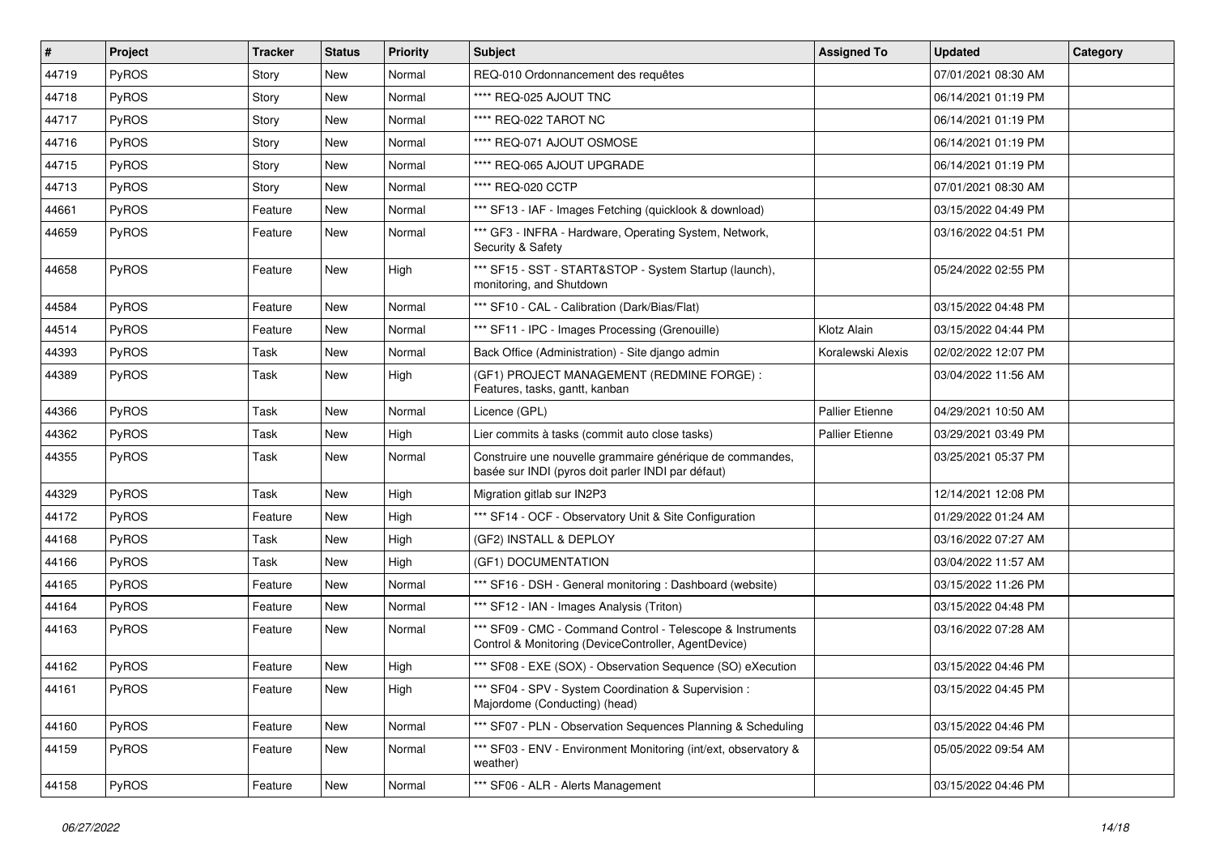| # | Project | Tracker | Status | Priority | Subject | Assigned To | Updated | Category |
|---|---|---|---|---|---|---|---|---|
| 44719 | PyROS | Story | New | Normal | REQ-010 Ordonnancement des requêtes | | 07/01/2021 08:30 AM | |
| 44718 | PyROS | Story | New | Normal | **** REQ-025 AJOUT TNC | | 06/14/2021 01:19 PM | |
| 44717 | PyROS | Story | New | Normal | **** REQ-022 TAROT NC | | 06/14/2021 01:19 PM | |
| 44716 | PyROS | Story | New | Normal | **** REQ-071 AJOUT OSMOSE | | 06/14/2021 01:19 PM | |
| 44715 | PyROS | Story | New | Normal | **** REQ-065 AJOUT UPGRADE | | 06/14/2021 01:19 PM | |
| 44713 | PyROS | Story | New | Normal | **** REQ-020 CCTP | | 07/01/2021 08:30 AM | |
| 44661 | PyROS | Feature | New | Normal | *** SF13 - IAF - Images Fetching (quicklook & download) | | 03/15/2022 04:49 PM | |
| 44659 | PyROS | Feature | New | Normal | *** GF3 - INFRA - Hardware, Operating System, Network, Security & Safety | | 03/16/2022 04:51 PM | |
| 44658 | PyROS | Feature | New | High | *** SF15 - SST - START&STOP - System Startup (launch), monitoring, and Shutdown | | 05/24/2022 02:55 PM | |
| 44584 | PyROS | Feature | New | Normal | *** SF10 - CAL - Calibration (Dark/Bias/Flat) | | 03/15/2022 04:48 PM | |
| 44514 | PyROS | Feature | New | Normal | *** SF11 - IPC - Images Processing (Grenouille) | Klotz Alain | 03/15/2022 04:44 PM | |
| 44393 | PyROS | Task | New | Normal | Back Office (Administration) - Site django admin | Koralewski Alexis | 02/02/2022 12:07 PM | |
| 44389 | PyROS | Task | New | High | (GF1) PROJECT MANAGEMENT (REDMINE FORGE) : Features, tasks, gantt, kanban | | 03/04/2022 11:56 AM | |
| 44366 | PyROS | Task | New | Normal | Licence (GPL) | Pallier Etienne | 04/29/2021 10:50 AM | |
| 44362 | PyROS | Task | New | High | Lier commits à tasks (commit auto close tasks) | Pallier Etienne | 03/29/2021 03:49 PM | |
| 44355 | PyROS | Task | New | Normal | Construire une nouvelle grammaire générique de commandes, basée sur INDI (pyros doit parler INDI par défaut) | | 03/25/2021 05:37 PM | |
| 44329 | PyROS | Task | New | High | Migration gitlab sur IN2P3 | | 12/14/2021 12:08 PM | |
| 44172 | PyROS | Feature | New | High | *** SF14 - OCF - Observatory Unit & Site Configuration | | 01/29/2022 01:24 AM | |
| 44168 | PyROS | Task | New | High | (GF2) INSTALL & DEPLOY | | 03/16/2022 07:27 AM | |
| 44166 | PyROS | Task | New | High | (GF1) DOCUMENTATION | | 03/04/2022 11:57 AM | |
| 44165 | PyROS | Feature | New | Normal | *** SF16 - DSH - General monitoring : Dashboard (website) | | 03/15/2022 11:26 PM | |
| 44164 | PyROS | Feature | New | Normal | *** SF12 - IAN - Images Analysis (Triton) | | 03/15/2022 04:48 PM | |
| 44163 | PyROS | Feature | New | Normal | *** SF09 - CMC - Command Control - Telescope & Instruments Control & Monitoring (DeviceController, AgentDevice) | | 03/16/2022 07:28 AM | |
| 44162 | PyROS | Feature | New | High | *** SF08 - EXE (SOX) - Observation Sequence (SO) eXecution | | 03/15/2022 04:46 PM | |
| 44161 | PyROS | Feature | New | High | *** SF04 - SPV - System Coordination & Supervision : Majordome (Conducting) (head) | | 03/15/2022 04:45 PM | |
| 44160 | PyROS | Feature | New | Normal | *** SF07 - PLN - Observation Sequences Planning & Scheduling | | 03/15/2022 04:46 PM | |
| 44159 | PyROS | Feature | New | Normal | *** SF03 - ENV - Environment Monitoring (int/ext, observatory & weather) | | 05/05/2022 09:54 AM | |
| 44158 | PyROS | Feature | New | Normal | *** SF06 - ALR - Alerts Management | | 03/15/2022 04:46 PM | |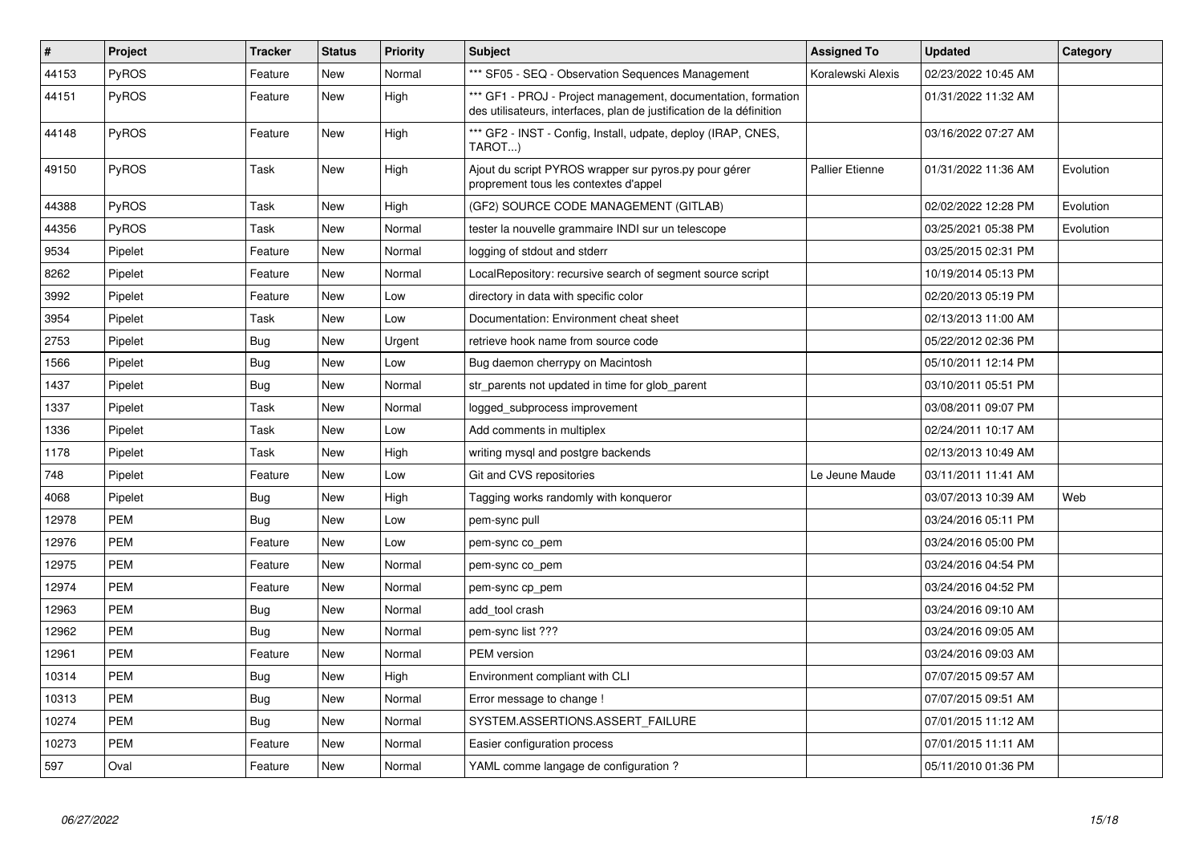| # | Project | Tracker | Status | Priority | Subject | Assigned To | Updated | Category |
|---|---|---|---|---|---|---|---|---|
| 44153 | PyROS | Feature | New | Normal | *** SF05 - SEQ - Observation Sequences Management | Koralewski Alexis | 02/23/2022 10:45 AM | |
| 44151 | PyROS | Feature | New | High | *** GF1 - PROJ - Project management, documentation, formation des utilisateurs, interfaces, plan de justification de la définition | | 01/31/2022 11:32 AM | |
| 44148 | PyROS | Feature | New | High | *** GF2 - INST - Config, Install, udpate, deploy (IRAP, CNES, TAROT...) | | 03/16/2022 07:27 AM | |
| 49150 | PyROS | Task | New | High | Ajout du script PYROS wrapper sur pyros.py pour gérer proprement tous les contextes d'appel | Pallier Etienne | 01/31/2022 11:36 AM | Evolution |
| 44388 | PyROS | Task | New | High | (GF2) SOURCE CODE MANAGEMENT (GITLAB) | | 02/02/2022 12:28 PM | Evolution |
| 44356 | PyROS | Task | New | Normal | tester la nouvelle grammaire INDI sur un telescope | | 03/25/2021 05:38 PM | Evolution |
| 9534 | Pipelet | Feature | New | Normal | logging of stdout and stderr | | 03/25/2015 02:31 PM | |
| 8262 | Pipelet | Feature | New | Normal | LocalRepository: recursive search of segment source script | | 10/19/2014 05:13 PM | |
| 3992 | Pipelet | Feature | New | Low | directory in data with specific color | | 02/20/2013 05:19 PM | |
| 3954 | Pipelet | Task | New | Low | Documentation: Environment cheat sheet | | 02/13/2013 11:00 AM | |
| 2753 | Pipelet | Bug | New | Urgent | retrieve hook name from source code | | 05/22/2012 02:36 PM | |
| 1566 | Pipelet | Bug | New | Low | Bug daemon cherrypy on Macintosh | | 05/10/2011 12:14 PM | |
| 1437 | Pipelet | Bug | New | Normal | str_parents not updated in time for glob_parent | | 03/10/2011 05:51 PM | |
| 1337 | Pipelet | Task | New | Normal | logged_subprocess improvement | | 03/08/2011 09:07 PM | |
| 1336 | Pipelet | Task | New | Low | Add comments in multiplex | | 02/24/2011 10:17 AM | |
| 1178 | Pipelet | Task | New | High | writing mysql and postgre backends | | 02/13/2013 10:49 AM | |
| 748 | Pipelet | Feature | New | Low | Git and CVS repositories | Le Jeune Maude | 03/11/2011 11:41 AM | |
| 4068 | Pipelet | Bug | New | High | Tagging works randomly with konqueror | | 03/07/2013 10:39 AM | Web |
| 12978 | PEM | Bug | New | Low | pem-sync pull | | 03/24/2016 05:11 PM | |
| 12976 | PEM | Feature | New | Low | pem-sync co_pem | | 03/24/2016 05:00 PM | |
| 12975 | PEM | Feature | New | Normal | pem-sync co_pem | | 03/24/2016 04:54 PM | |
| 12974 | PEM | Feature | New | Normal | pem-sync cp_pem | | 03/24/2016 04:52 PM | |
| 12963 | PEM | Bug | New | Normal | add_tool crash | | 03/24/2016 09:10 AM | |
| 12962 | PEM | Bug | New | Normal | pem-sync list ??? | | 03/24/2016 09:05 AM | |
| 12961 | PEM | Feature | New | Normal | PEM version | | 03/24/2016 09:03 AM | |
| 10314 | PEM | Bug | New | High | Environment compliant with CLI | | 07/07/2015 09:57 AM | |
| 10313 | PEM | Bug | New | Normal | Error message to change ! | | 07/07/2015 09:51 AM | |
| 10274 | PEM | Bug | New | Normal | SYSTEM.ASSERTIONS.ASSERT_FAILURE | | 07/01/2015 11:12 AM | |
| 10273 | PEM | Feature | New | Normal | Easier configuration process | | 07/01/2015 11:11 AM | |
| 597 | Oval | Feature | New | Normal | YAML comme langage de configuration ? | | 05/11/2010 01:36 PM | |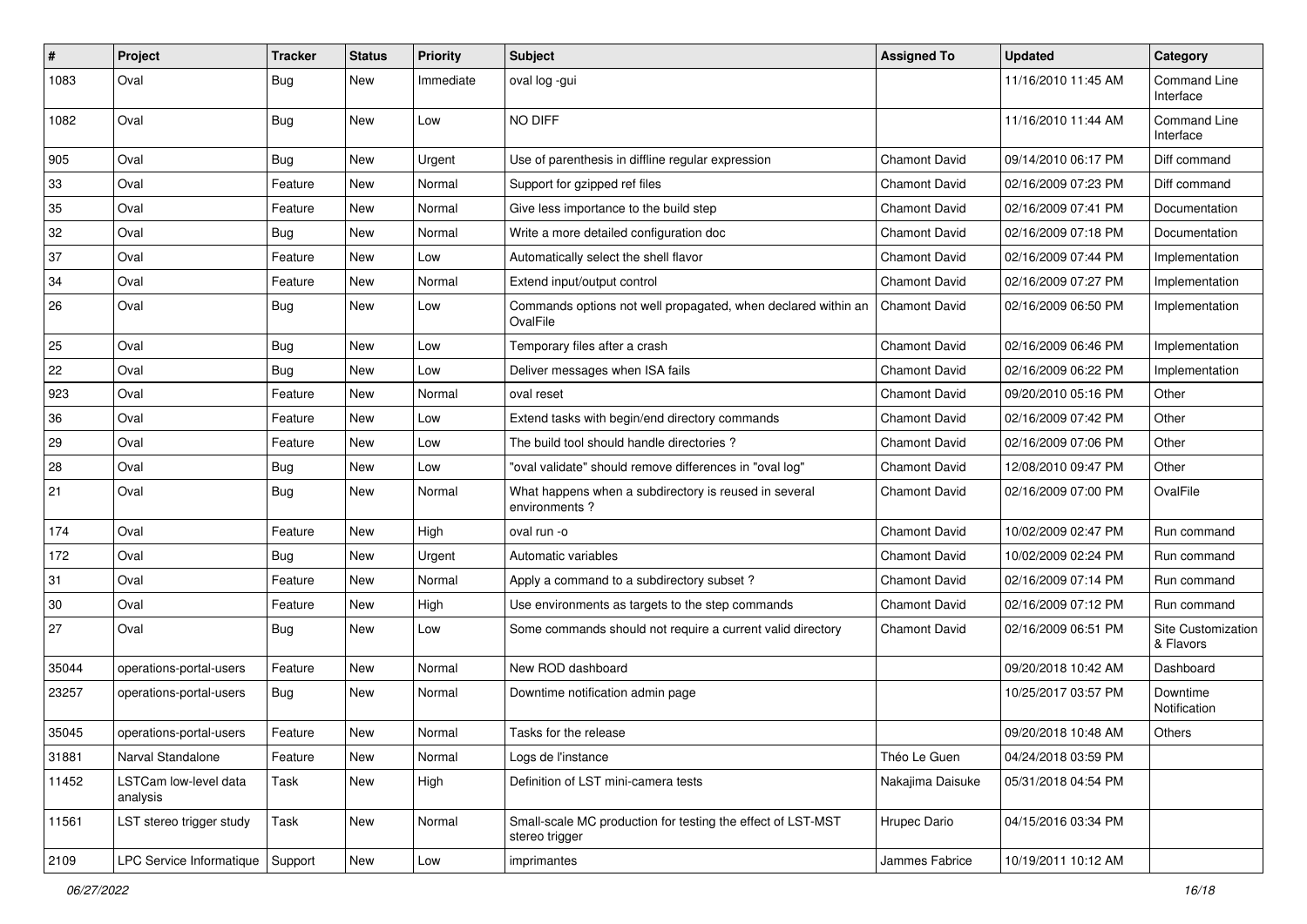| # | Project | Tracker | Status | Priority | Subject | Assigned To | Updated | Category |
|---|---|---|---|---|---|---|---|---|
| 1083 | Oval | Bug | New | Immediate | oval log -gui | | 11/16/2010 11:45 AM | Command Line Interface |
| 1082 | Oval | Bug | New | Low | NO DIFF | | 11/16/2010 11:44 AM | Command Line Interface |
| 905 | Oval | Bug | New | Urgent | Use of parenthesis in diffline regular expression | Chamont David | 09/14/2010 06:17 PM | Diff command |
| 33 | Oval | Feature | New | Normal | Support for gzipped ref files | Chamont David | 02/16/2009 07:23 PM | Diff command |
| 35 | Oval | Feature | New | Normal | Give less importance to the build step | Chamont David | 02/16/2009 07:41 PM | Documentation |
| 32 | Oval | Bug | New | Normal | Write a more detailed configuration doc | Chamont David | 02/16/2009 07:18 PM | Documentation |
| 37 | Oval | Feature | New | Low | Automatically select the shell flavor | Chamont David | 02/16/2009 07:44 PM | Implementation |
| 34 | Oval | Feature | New | Normal | Extend input/output control | Chamont David | 02/16/2009 07:27 PM | Implementation |
| 26 | Oval | Bug | New | Low | Commands options not well propagated, when declared within an OvalFile | Chamont David | 02/16/2009 06:50 PM | Implementation |
| 25 | Oval | Bug | New | Low | Temporary files after a crash | Chamont David | 02/16/2009 06:46 PM | Implementation |
| 22 | Oval | Bug | New | Low | Deliver messages when ISA fails | Chamont David | 02/16/2009 06:22 PM | Implementation |
| 923 | Oval | Feature | New | Normal | oval reset | Chamont David | 09/20/2010 05:16 PM | Other |
| 36 | Oval | Feature | New | Low | Extend tasks with begin/end directory commands | Chamont David | 02/16/2009 07:42 PM | Other |
| 29 | Oval | Feature | New | Low | The build tool should handle directories ? | Chamont David | 02/16/2009 07:06 PM | Other |
| 28 | Oval | Bug | New | Low | "oval validate" should remove differences in "oval log" | Chamont David | 12/08/2010 09:47 PM | Other |
| 21 | Oval | Bug | New | Normal | What happens when a subdirectory is reused in several environments ? | Chamont David | 02/16/2009 07:00 PM | OvalFile |
| 174 | Oval | Feature | New | High | oval run -o | Chamont David | 10/02/2009 02:47 PM | Run command |
| 172 | Oval | Bug | New | Urgent | Automatic variables | Chamont David | 10/02/2009 02:24 PM | Run command |
| 31 | Oval | Feature | New | Normal | Apply a command to a subdirectory subset ? | Chamont David | 02/16/2009 07:14 PM | Run command |
| 30 | Oval | Feature | New | High | Use environments as targets to the step commands | Chamont David | 02/16/2009 07:12 PM | Run command |
| 27 | Oval | Bug | New | Low | Some commands should not require a current valid directory | Chamont David | 02/16/2009 06:51 PM | Site Customization & Flavors |
| 35044 | operations-portal-users | Feature | New | Normal | New ROD dashboard | | 09/20/2018 10:42 AM | Dashboard |
| 23257 | operations-portal-users | Bug | New | Normal | Downtime notification admin page | | 10/25/2017 03:57 PM | Downtime Notification |
| 35045 | operations-portal-users | Feature | New | Normal | Tasks for the release | | 09/20/2018 10:48 AM | Others |
| 31881 | Narval Standalone | Feature | New | Normal | Logs de l'instance | Théo Le Guen | 04/24/2018 03:59 PM | |
| 11452 | LSTCam low-level data analysis | Task | New | High | Definition of LST mini-camera tests | Nakajima Daisuke | 05/31/2018 04:54 PM | |
| 11561 | LST stereo trigger study | Task | New | Normal | Small-scale MC production for testing the effect of LST-MST stereo trigger | Hrupec Dario | 04/15/2016 03:34 PM | |
| 2109 | LPC Service Informatique | Support | New | Low | imprimantes | Jammes Fabrice | 10/19/2011 10:12 AM | |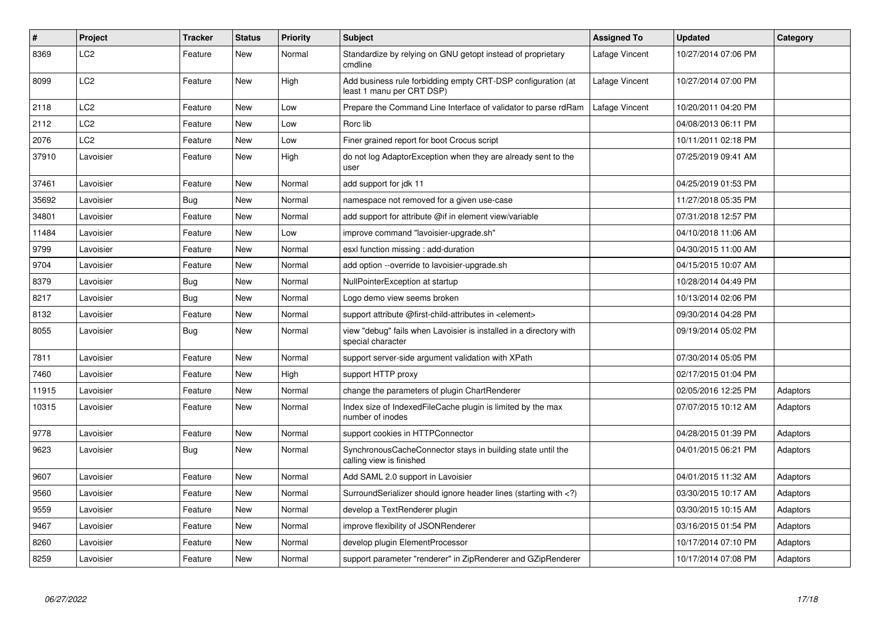| # | Project | Tracker | Status | Priority | Subject | Assigned To | Updated | Category |
|---|---|---|---|---|---|---|---|---|
| 8369 | LC2 | Feature | New | Normal | Standardize by relying on GNU getopt instead of proprietary cmdline | Lafage Vincent | 10/27/2014 07:06 PM | |
| 8099 | LC2 | Feature | New | High | Add business rule forbidding empty CRT-DSP configuration (at least 1 manu per CRT DSP) | Lafage Vincent | 10/27/2014 07:00 PM | |
| 2118 | LC2 | Feature | New | Low | Prepare the Command Line Interface of validator to parse rdRam | Lafage Vincent | 10/20/2011 04:20 PM | |
| 2112 | LC2 | Feature | New | Low | Rorc lib | | 04/08/2013 06:11 PM | |
| 2076 | LC2 | Feature | New | Low | Finer grained report for boot Crocus script | | 10/11/2011 02:18 PM | |
| 37910 | Lavoisier | Feature | New | High | do not log AdaptorException when they are already sent to the user | | 07/25/2019 09:41 AM | |
| 37461 | Lavoisier | Feature | New | Normal | add support for jdk 11 | | 04/25/2019 01:53 PM | |
| 35692 | Lavoisier | Bug | New | Normal | namespace not removed for a given use-case | | 11/27/2018 05:35 PM | |
| 34801 | Lavoisier | Feature | New | Normal | add support for attribute @if in element view/variable | | 07/31/2018 12:57 PM | |
| 11484 | Lavoisier | Feature | New | Low | improve command "lavoisier-upgrade.sh" | | 04/10/2018 11:06 AM | |
| 9799 | Lavoisier | Feature | New | Normal | esxl function missing : add-duration | | 04/30/2015 11:00 AM | |
| 9704 | Lavoisier | Feature | New | Normal | add option --override to lavoisier-upgrade.sh | | 04/15/2015 10:07 AM | |
| 8379 | Lavoisier | Bug | New | Normal | NullPointerException at startup | | 10/28/2014 04:49 PM | |
| 8217 | Lavoisier | Bug | New | Normal | Logo demo view seems broken | | 10/13/2014 02:06 PM | |
| 8132 | Lavoisier | Feature | New | Normal | support attribute @first-child-attributes in <element> | | 09/30/2014 04:28 PM | |
| 8055 | Lavoisier | Bug | New | Normal | view "debug" fails when Lavoisier is installed in a directory with special character | | 09/19/2014 05:02 PM | |
| 7811 | Lavoisier | Feature | New | Normal | support server-side argument validation with XPath | | 07/30/2014 05:05 PM | |
| 7460 | Lavoisier | Feature | New | High | support HTTP proxy | | 02/17/2015 01:04 PM | |
| 11915 | Lavoisier | Feature | New | Normal | change the parameters of plugin ChartRenderer | | 02/05/2016 12:25 PM | Adaptors |
| 10315 | Lavoisier | Feature | New | Normal | Index size of IndexedFileCache plugin is limited by the max number of inodes | | 07/07/2015 10:12 AM | Adaptors |
| 9778 | Lavoisier | Feature | New | Normal | support cookies in HTTPConnector | | 04/28/2015 01:39 PM | Adaptors |
| 9623 | Lavoisier | Bug | New | Normal | SynchronousCacheConnector stays in building state until the calling view is finished | | 04/01/2015 06:21 PM | Adaptors |
| 9607 | Lavoisier | Feature | New | Normal | Add SAML 2.0 support in Lavoisier | | 04/01/2015 11:32 AM | Adaptors |
| 9560 | Lavoisier | Feature | New | Normal | SurroundSerializer should ignore header lines (starting with <?) | | 03/30/2015 10:17 AM | Adaptors |
| 9559 | Lavoisier | Feature | New | Normal | develop a TextRenderer plugin | | 03/30/2015 10:15 AM | Adaptors |
| 9467 | Lavoisier | Feature | New | Normal | improve flexibility of JSONRenderer | | 03/16/2015 01:54 PM | Adaptors |
| 8260 | Lavoisier | Feature | New | Normal | develop plugin ElementProcessor | | 10/17/2014 07:10 PM | Adaptors |
| 8259 | Lavoisier | Feature | New | Normal | support parameter "renderer" in ZipRenderer and GZipRenderer | | 10/17/2014 07:08 PM | Adaptors |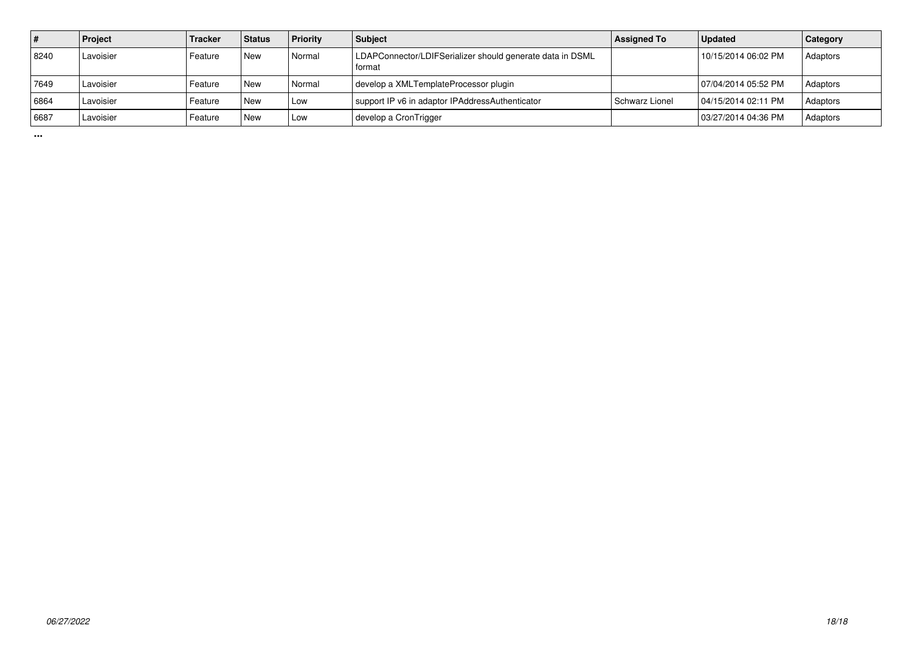| # | Project | Tracker | Status | Priority | Subject | Assigned To | Updated | Category |
|---|---|---|---|---|---|---|---|---|
| 8240 | Lavoisier | Feature | New | Normal | LDAPConnector/LDIFSerializer should generate data in DSML format | | 10/15/2014 06:02 PM | Adaptors |
| 7649 | Lavoisier | Feature | New | Normal | develop a XMLTemplateProcessor plugin | | 07/04/2014 05:52 PM | Adaptors |
| 6864 | Lavoisier | Feature | New | Low | support IP v6 in adaptor IPAddressAuthenticator | Schwarz Lionel | 04/15/2014 02:11 PM | Adaptors |
| 6687 | Lavoisier | Feature | New | Low | develop a CronTrigger | | 03/27/2014 04:36 PM | Adaptors |

...